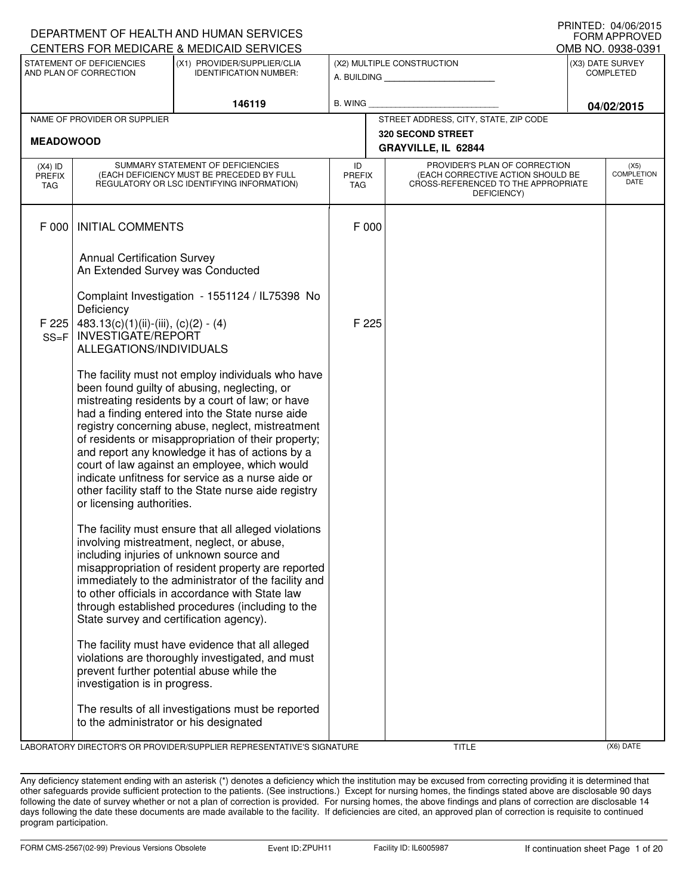DEPARTMENT OF HEALTH AND HUMAN SERVICES
CENTERS FOR MEDICARE & MEDICAID SERVICES

PRINTED: 04/06/2015
FORM APPROVED
OMB NO. 0938-0391

| STATEMENT OF DEFICIENCIES AND PLAN OF CORRECTION | (X1) PROVIDER/SUPPLIER/CLIA IDENTIFICATION NUMBER: | (X2) MULTIPLE CONSTRUCTION | (X3) DATE SURVEY COMPLETED |
|---|---|---|---|
| | 146119 | A. BUILDING ______ B. WING ______ | 04/02/2015 |

| NAME OF PROVIDER OR SUPPLIER | STREET ADDRESS, CITY, STATE, ZIP CODE |
|---|---|
| MEADOWOOD | 320 SECOND STREET GRAYVILLE, IL 62844 |

| (X4) ID PREFIX TAG | SUMMARY STATEMENT OF DEFICIENCIES (EACH DEFICIENCY MUST BE PRECEDED BY FULL REGULATORY OR LSC IDENTIFYING INFORMATION) | ID PREFIX TAG | PROVIDER'S PLAN OF CORRECTION (EACH CORRECTIVE ACTION SHOULD BE CROSS-REFERENCED TO THE APPROPRIATE DEFICIENCY) | (X5) COMPLETION DATE |
|---|---|---|---|---|
| F 000 | INITIAL COMMENTS<br><br>Annual Certification Survey<br>An Extended Survey was Conducted<br><br>Complaint Investigation - 1551124 / IL75398 No Deficiency | F 000 | | |
| F 225 SS=F | 483.13(c)(1)(ii)-(iii), (c)(2) - (4) INVESTIGATE/REPORT ALLEGATIONS/INDIVIDUALS<br><br>The facility must not employ individuals who have been found guilty of abusing, neglecting, or mistreating residents by a court of law; or have had a finding entered into the State nurse aide registry concerning abuse, neglect, mistreatment of residents or misappropriation of their property; and report any knowledge it has of actions by a court of law against an employee, which would indicate unfitness for service as a nurse aide or other facility staff to the State nurse aide registry or licensing authorities.<br><br>The facility must ensure that all alleged violations involving mistreatment, neglect, or abuse, including injuries of unknown source and misappropriation of resident property are reported immediately to the administrator of the facility and to other officials in accordance with State law through established procedures (including to the State survey and certification agency).<br><br>The facility must have evidence that all alleged violations are thoroughly investigated, and must prevent further potential abuse while the investigation is in progress.<br><br>The results of all investigations must be reported to the administrator or his designated | F 225 | | |

LABORATORY DIRECTOR'S OR PROVIDER/SUPPLIER REPRESENTATIVE'S SIGNATURE | TITLE | (X6) DATE

Any deficiency statement ending with an asterisk (*) denotes a deficiency which the institution may be excused from correcting providing it is determined that other safeguards provide sufficient protection to the patients. (See instructions.) Except for nursing homes, the findings stated above are disclosable 90 days following the date of survey whether or not a plan of correction is provided. For nursing homes, the above findings and plans of correction are disclosable 14 days following the date these documents are made available to the facility. If deficiencies are cited, an approved plan of correction is requisite to continued program participation.

FORM CMS-2567(02-99) Previous Versions Obsolete | Event ID: ZPUH11 | Facility ID: IL6005987 | If continuation sheet Page 1 of 20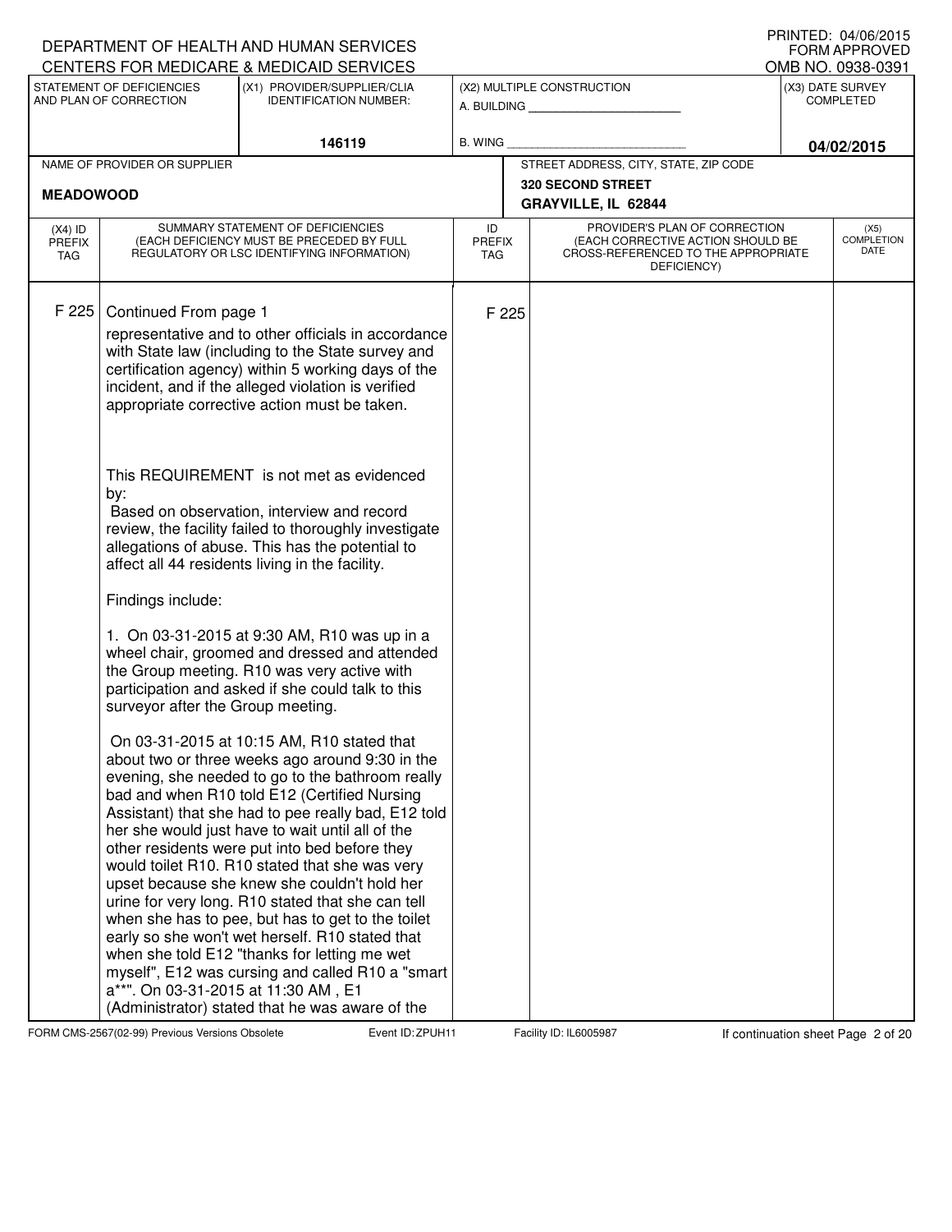DEPARTMENT OF HEALTH AND HUMAN SERVICES
CENTERS FOR MEDICARE & MEDICAID SERVICES

PRINTED: 04/06/2015
FORM APPROVED
OMB NO. 0938-0391

| STATEMENT OF DEFICIENCIES AND PLAN OF CORRECTION | (X1) PROVIDER/SUPPLIER/CLIA IDENTIFICATION NUMBER: | (X2) MULTIPLE CONSTRUCTION | (X3) DATE SURVEY COMPLETED |
|---|---|---|---|
| | 146119 | A. BUILDING ___ B. WING ___ | 04/02/2015 |

| NAME OF PROVIDER OR SUPPLIER | STREET ADDRESS, CITY, STATE, ZIP CODE |
|---|---|
| MEADOWOOD | 320 SECOND STREET GRAYVILLE, IL 62844 |

| (X4) ID PREFIX TAG | SUMMARY STATEMENT OF DEFICIENCIES (EACH DEFICIENCY MUST BE PRECEDED BY FULL REGULATORY OR LSC IDENTIFYING INFORMATION) | ID PREFIX TAG | PROVIDER'S PLAN OF CORRECTION (EACH CORRECTIVE ACTION SHOULD BE CROSS-REFERENCED TO THE APPROPRIATE DEFICIENCY) | (X5) COMPLETION DATE |
|---|---|---|---|---|
| F 225 | Continued From page 1 | F 225 | | |

representative and to other officials in accordance with State law (including to the State survey and certification agency) within 5 working days of the incident, and if the alleged violation is verified appropriate corrective action must be taken.

This REQUIREMENT is not met as evidenced by:
Based on observation, interview and record review, the facility failed to thoroughly investigate allegations of abuse. This has the potential to affect all 44 residents living in the facility.

Findings include:

1. On 03-31-2015 at 9:30 AM, R10 was up in a wheel chair, groomed and dressed and attended the Group meeting. R10 was very active with participation and asked if she could talk to this surveyor after the Group meeting.

On 03-31-2015 at 10:15 AM, R10 stated that about two or three weeks ago around 9:30 in the evening, she needed to go to the bathroom really bad and when R10 told E12 (Certified Nursing Assistant) that she had to pee really bad, E12 told her she would just have to wait until all of the other residents were put into bed before they would toilet R10. R10 stated that she was very upset because she knew she couldn't hold her urine for very long. R10 stated that she can tell when she has to pee, but has to get to the toilet early so she won't wet herself. R10 stated that when she told E12 "thanks for letting me wet myself", E12 was cursing and called R10 a "smart a**". On 03-31-2015 at 11:30 AM , E1 (Administrator) stated that he was aware of the

FORM CMS-2567(02-99) Previous Versions Obsolete Event ID: ZPUH11 Facility ID: IL6005987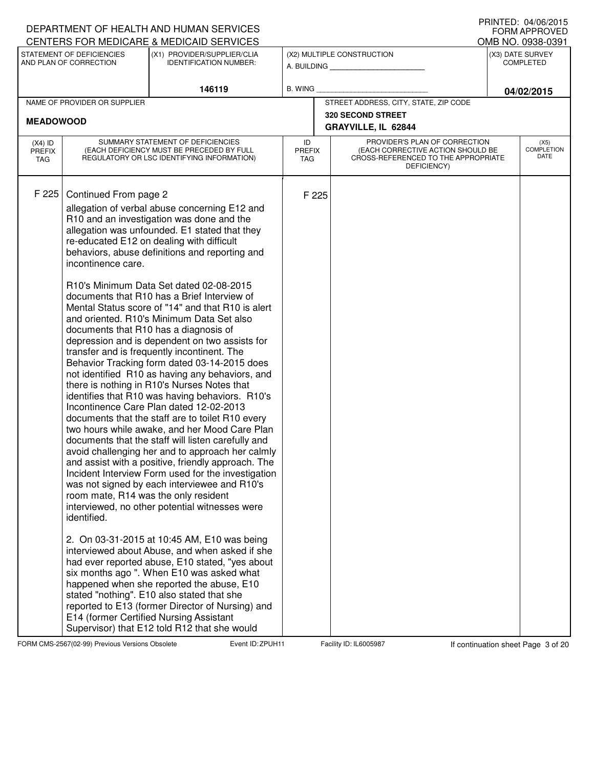DEPARTMENT OF HEALTH AND HUMAN SERVICES
CENTERS FOR MEDICARE & MEDICAID SERVICES

PRINTED: 04/06/2015
FORM APPROVED
OMB NO. 0938-0391

| STATEMENT OF DEFICIENCIES AND PLAN OF CORRECTION | (X1) PROVIDER/SUPPLIER/CLIA IDENTIFICATION NUMBER: | (X2) MULTIPLE CONSTRUCTION | (X3) DATE SURVEY COMPLETED |
|---|---|---|---|
| | 146119 | A. BUILDING ______ B. WING ______ | 04/02/2015 |

| NAME OF PROVIDER OR SUPPLIER | STREET ADDRESS, CITY, STATE, ZIP CODE |
|---|---|
| MEADOWOOD | 320 SECOND STREET GRAYVILLE, IL 62844 |

| (X4) ID PREFIX TAG | SUMMARY STATEMENT OF DEFICIENCIES (EACH DEFICIENCY MUST BE PRECEDED BY FULL REGULATORY OR LSC IDENTIFYING INFORMATION) | ID PREFIX TAG | PROVIDER'S PLAN OF CORRECTION (EACH CORRECTIVE ACTION SHOULD BE CROSS-REFERENCED TO THE APPROPRIATE DEFICIENCY) | (X5) COMPLETION DATE |
|---|---|---|---|---|
| F 225 | Continued From page 2 | F 225 | | |

allegation of verbal abuse concerning E12 and R10 and an investigation was done and the allegation was unfounded. E1 stated that they re-educated E12 on dealing with difficult behaviors, abuse definitions and reporting and incontinence care.

R10's Minimum Data Set dated 02-08-2015 documents that R10 has a Brief Interview of Mental Status score of "14" and that R10 is alert and oriented. R10's Minimum Data Set also documents that R10 has a diagnosis of depression and is dependent on two assists for transfer and is frequently incontinent. The Behavior Tracking form dated 03-14-2015 does not identified R10 as having any behaviors, and there is nothing in R10's Nurses Notes that identifies that R10 was having behaviors. R10's Incontinence Care Plan dated 12-02-2013 documents that the staff are to toilet R10 every two hours while awake, and her Mood Care Plan documents that the staff will listen carefully and avoid challenging her and to approach her calmly and assist with a positive, friendly approach. The Incident Interview Form used for the investigation was not signed by each interviewee and R10's room mate, R14 was the only resident interviewed, no other potential witnesses were identified.

2. On 03-31-2015 at 10:45 AM, E10 was being interviewed about Abuse, and when asked if she had ever reported abuse, E10 stated, "yes about six months ago ". When E10 was asked what happened when she reported the abuse, E10 stated "nothing". E10 also stated that she reported to E13 (former Director of Nursing) and E14 (former Certified Nursing Assistant Supervisor) that E12 told R12 that she would

FORM CMS-2567(02-99) Previous Versions Obsolete Event ID: ZPUH11 Facility ID: IL6005987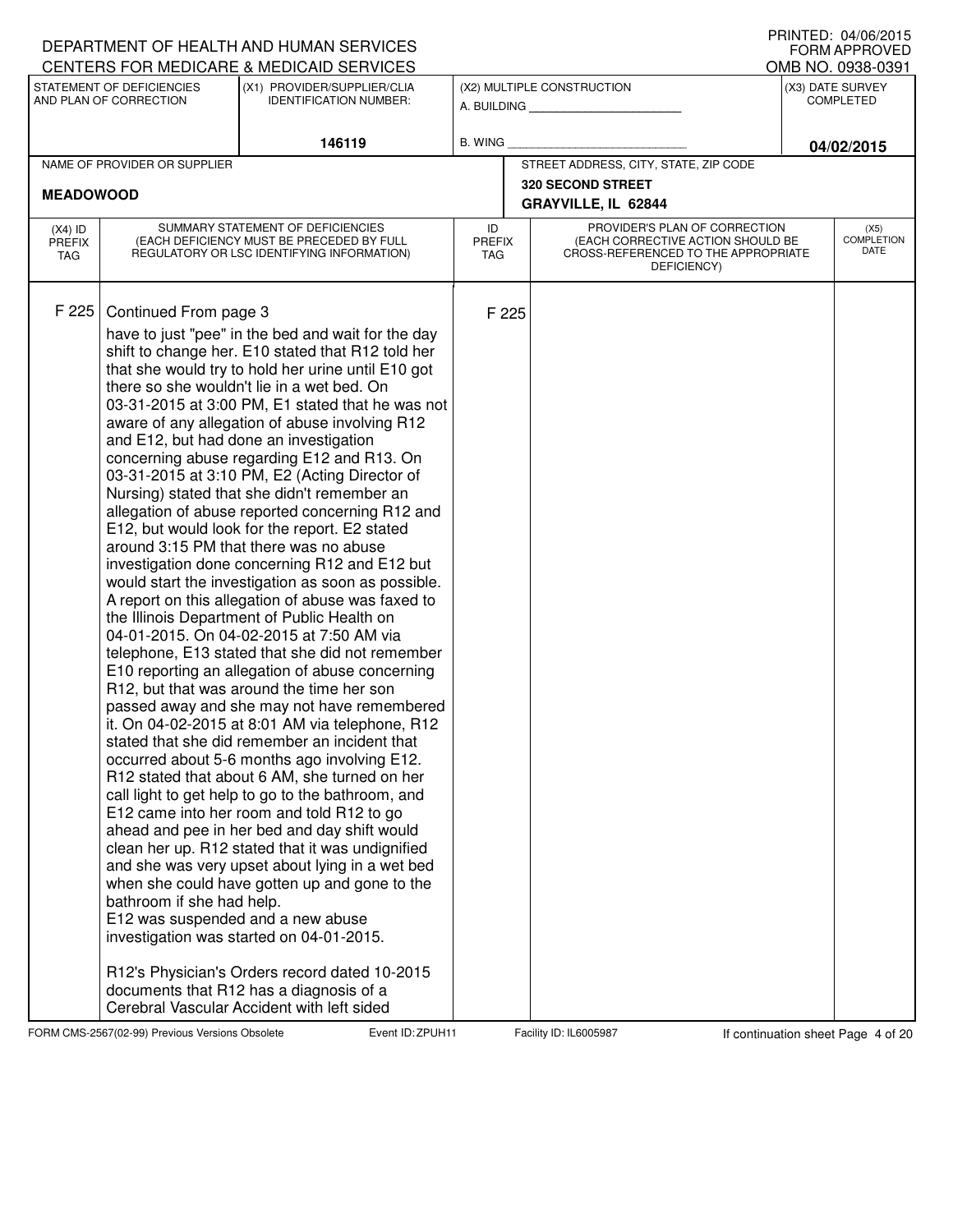DEPARTMENT OF HEALTH AND HUMAN SERVICES
CENTERS FOR MEDICARE & MEDICAID SERVICES

PRINTED: 04/06/2015
FORM APPROVED
OMB NO. 0938-0391

| STATEMENT OF DEFICIENCIES AND PLAN OF CORRECTION | (X1) PROVIDER/SUPPLIER/CLIA IDENTIFICATION NUMBER: | (X2) MULTIPLE CONSTRUCTION | (X3) DATE SURVEY COMPLETED |
|---|---|---|---|
| | 146119 | A. BUILDING ______ B. WING ______ | 04/02/2015 |

| NAME OF PROVIDER OR SUPPLIER | STREET ADDRESS, CITY, STATE, ZIP CODE |
|---|---|
| MEADOWOOD | 320 SECOND STREET GRAYVILLE, IL 62844 |

| (X4) ID PREFIX TAG | SUMMARY STATEMENT OF DEFICIENCIES (EACH DEFICIENCY MUST BE PRECEDED BY FULL REGULATORY OR LSC IDENTIFYING INFORMATION) | ID PREFIX TAG | PROVIDER'S PLAN OF CORRECTION (EACH CORRECTIVE ACTION SHOULD BE CROSS-REFERENCED TO THE APPROPRIATE DEFICIENCY) | (X5) COMPLETION DATE |
|---|---|---|---|---|
| F 225 | Continued From page 3<br>have to just "pee" in the bed and wait for the day shift to change her. E10 stated that R12 told her that she would try to hold her urine until E10 got there so she wouldn't lie in a wet bed. On 03-31-2015 at 3:00 PM, E1 stated that he was not aware of any allegation of abuse involving R12 and E12, but had done an investigation concerning abuse regarding E12 and R13. On 03-31-2015 at 3:10 PM, E2 (Acting Director of Nursing) stated that she didn't remember an allegation of abuse reported concerning R12 and E12, but would look for the report. E2 stated around 3:15 PM that there was no abuse investigation done concerning R12 and E12 but would start the investigation as soon as possible. A report on this allegation of abuse was faxed to the Illinois Department of Public Health on 04-01-2015. On 04-02-2015 at 7:50 AM via telephone, E13 stated that she did not remember E10 reporting an allegation of abuse concerning R12, but that was around the time her son passed away and she may not have remembered it. On 04-02-2015 at 8:01 AM via telephone, R12 stated that she did remember an incident that occurred about 5-6 months ago involving E12. R12 stated that about 6 AM, she turned on her call light to get help to go to the bathroom, and E12 came into her room and told R12 to go ahead and pee in her bed and day shift would clean her up. R12 stated that it was undignified and she was very upset about lying in a wet bed when she could have gotten up and gone to the bathroom if she had help.<br>E12 was suspended and a new abuse investigation was started on 04-01-2015.<br><br>R12's Physician's Orders record dated 10-2015 documents that R12 has a diagnosis of a Cerebral Vascular Accident with left sided | F 225 | | |

FORM CMS-2567(02-99) Previous Versions Obsolete Event ID: ZPUH11 Facility ID: IL6005987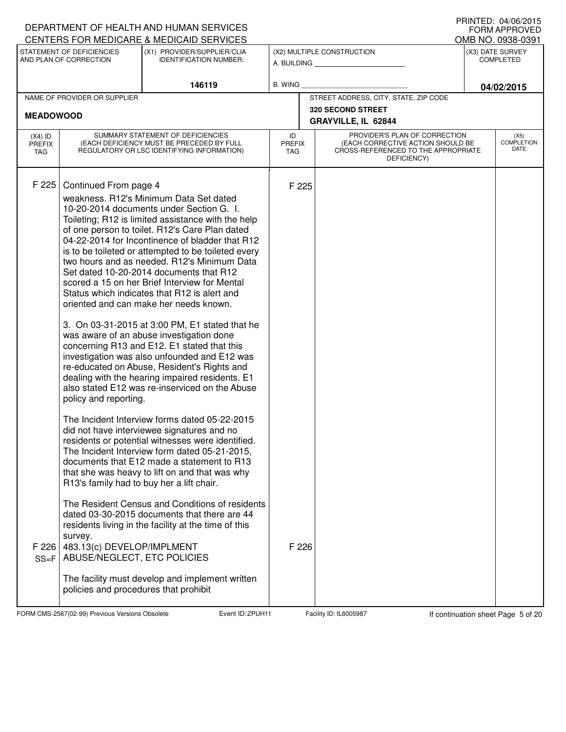DEPARTMENT OF HEALTH AND HUMAN SERVICES
CENTERS FOR MEDICARE & MEDICAID SERVICES

PRINTED: 04/06/2015
FORM APPROVED
OMB NO. 0938-0391

| STATEMENT OF DEFICIENCIES AND PLAN OF CORRECTION | (X1) PROVIDER/SUPPLIER/CLIA IDENTIFICATION NUMBER: | (X2) MULTIPLE CONSTRUCTION | (X3) DATE SURVEY COMPLETED |
|---|---|---|---|
| | 146119 | A. BUILDING ______ B. WING ______ | 04/02/2015 |

| NAME OF PROVIDER OR SUPPLIER | STREET ADDRESS, CITY, STATE, ZIP CODE |
|---|---|
| MEADOWOOD | 320 SECOND STREET GRAYVILLE, IL 62844 |

| (X4) ID PREFIX TAG | SUMMARY STATEMENT OF DEFICIENCIES (EACH DEFICIENCY MUST BE PRECEDED BY FULL REGULATORY OR LSC IDENTIFYING INFORMATION) | ID PREFIX TAG | PROVIDER'S PLAN OF CORRECTION (EACH CORRECTIVE ACTION SHOULD BE CROSS-REFERENCED TO THE APPROPRIATE DEFICIENCY) | (X5) COMPLETION DATE |
|---|---|---|---|---|
| F 225 | Continued From page 4<br>weakness. R12's Minimum Data Set dated 10-20-2014 documents under Section G. I. Toileting; R12 is limited assistance with the help of one person to toilet. R12's Care Plan dated 04-22-2014 for Incontinence of bladder that R12 is to be toileted or attempted to be toileted every two hours and as needed. R12's Minimum Data Set dated 10-20-2014 documents that R12 scored a 15 on her Brief Interview for Mental Status which indicates that R12 is alert and oriented and can make her needs known.<br><br>3. On 03-31-2015 at 3:00 PM, E1 stated that he was aware of an abuse investigation done concerning R13 and E12. E1 stated that this investigation was also unfounded and E12 was re-educated on Abuse, Resident's Rights and dealing with the hearing impaired residents. E1 also stated E12 was re-inserviced on the Abuse policy and reporting.<br><br>The Incident Interview forms dated 05-22-2015 did not have interviewee signatures and no residents or potential witnesses were identified. The Incident Interview form dated 05-21-2015, documents that E12 made a statement to R13 that she was heavy to lift on and that was why R13's family had to buy her a lift chair.<br><br>The Resident Census and Conditions of residents dated 03-30-2015 documents that there are 44 residents living in the facility at the time of this survey. | F 225 | | |
| F 226<br>SS=F | 483.13(c) DEVELOP/IMPLMENT ABUSE/NEGLECT, ETC POLICIES<br><br>The facility must develop and implement written policies and procedures that prohibit | F 226 | | |

FORM CMS-2567(02-99) Previous Versions Obsolete    Event ID: ZPUH11    Facility ID: IL6005987    If continuation sheet Page 5 of 20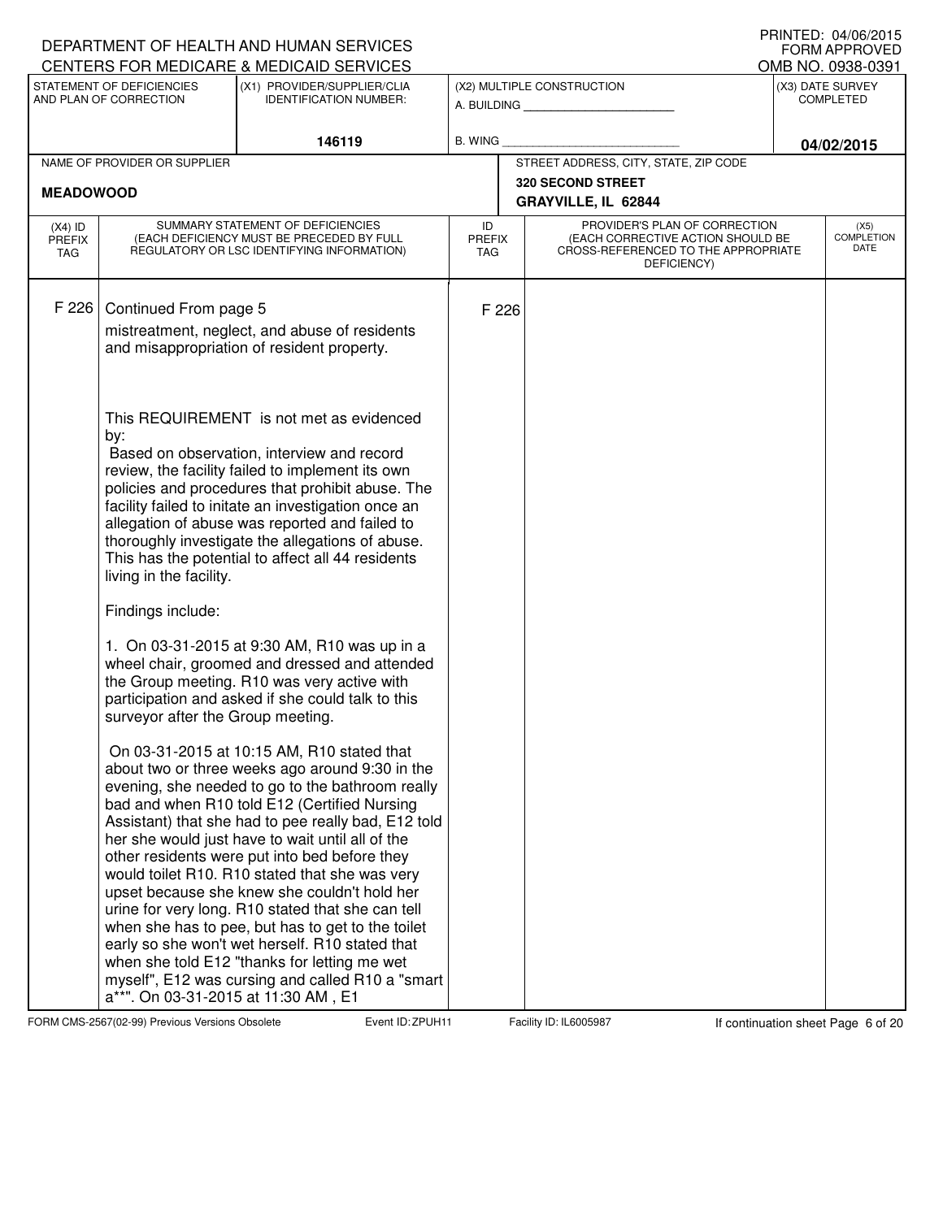DEPARTMENT OF HEALTH AND HUMAN SERVICES
CENTERS FOR MEDICARE & MEDICAID SERVICES

PRINTED: 04/06/2015
FORM APPROVED
OMB NO. 0938-0391

| STATEMENT OF DEFICIENCIES AND PLAN OF CORRECTION | (X1) PROVIDER/SUPPLIER/CLIA IDENTIFICATION NUMBER: | (X2) MULTIPLE CONSTRUCTION | (X3) DATE SURVEY COMPLETED |
|---|---|---|---|
| | 146119 | A. BUILDING ___ B. WING ___ | 04/02/2015 |

| NAME OF PROVIDER OR SUPPLIER | STREET ADDRESS, CITY, STATE, ZIP CODE |
|---|---|
| MEADOWOOD | 320 SECOND STREET GRAYVILLE, IL 62844 |

| (X4) ID PREFIX TAG | SUMMARY STATEMENT OF DEFICIENCIES (EACH DEFICIENCY MUST BE PRECEDED BY FULL REGULATORY OR LSC IDENTIFYING INFORMATION) | ID PREFIX TAG | PROVIDER'S PLAN OF CORRECTION (EACH CORRECTIVE ACTION SHOULD BE CROSS-REFERENCED TO THE APPROPRIATE DEFICIENCY) | (X5) COMPLETION DATE |
|---|---|---|---|---|
| F 226 | Continued From page 5 | F 226 | | |

mistreatment, neglect, and abuse of residents and misappropriation of resident property.

This REQUIREMENT is not met as evidenced by:
Based on observation, interview and record review, the facility failed to implement its own policies and procedures that prohibit abuse. The facility failed to initate an investigation once an allegation of abuse was reported and failed to thoroughly investigate the allegations of abuse. This has the potential to affect all 44 residents living in the facility.

Findings include:

1. On 03-31-2015 at 9:30 AM, R10 was up in a wheel chair, groomed and dressed and attended the Group meeting. R10 was very active with participation and asked if she could talk to this surveyor after the Group meeting.

On 03-31-2015 at 10:15 AM, R10 stated that about two or three weeks ago around 9:30 in the evening, she needed to go to the bathroom really bad and when R10 told E12 (Certified Nursing Assistant) that she had to pee really bad, E12 told her she would just have to wait until all of the other residents were put into bed before they would toilet R10. R10 stated that she was very upset because she knew she couldn't hold her urine for very long. R10 stated that she can tell when she has to pee, but has to get to the toilet early so she won't wet herself. R10 stated that when she told E12 "thanks for letting me wet myself", E12 was cursing and called R10 a "smart a**". On 03-31-2015 at 11:30 AM , E1

FORM CMS-2567(02-99) Previous Versions Obsolete | Event ID: ZPUH11 | Facility ID: IL6005987 | If continuation sheet Page 6 of 20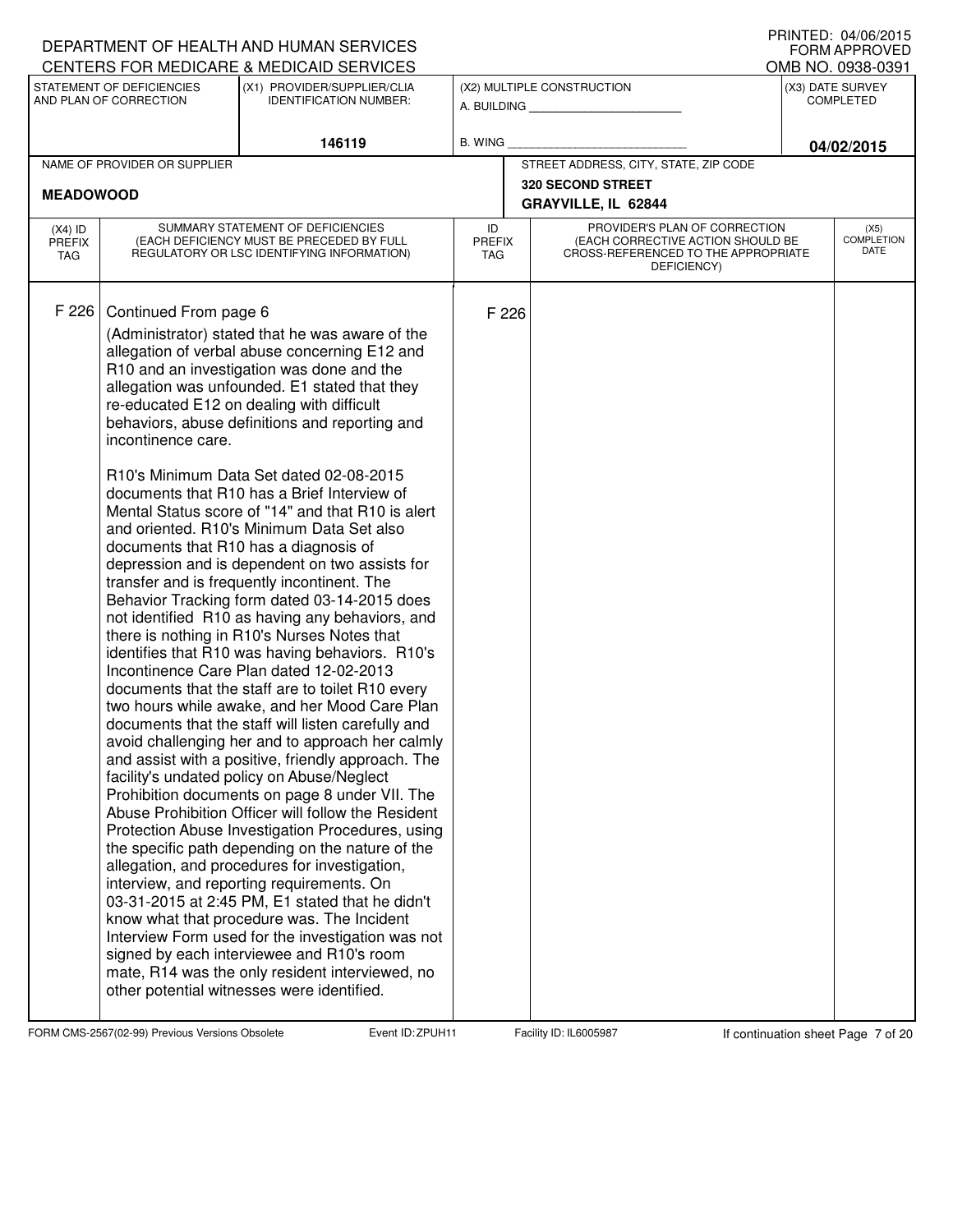DEPARTMENT OF HEALTH AND HUMAN SERVICES
CENTERS FOR MEDICARE & MEDICAID SERVICES

PRINTED: 04/06/2015
FORM APPROVED
OMB NO. 0938-0391

| STATEMENT OF DEFICIENCIES AND PLAN OF CORRECTION | (X1) PROVIDER/SUPPLIER/CLIA IDENTIFICATION NUMBER: | (X2) MULTIPLE CONSTRUCTION | (X3) DATE SURVEY COMPLETED |
|---|---|---|---|
| | 146119 | A. BUILDING ______ B. WING ______ | 04/02/2015 |

| NAME OF PROVIDER OR SUPPLIER | STREET ADDRESS, CITY, STATE, ZIP CODE |
|---|---|
| MEADOWOOD | 320 SECOND STREET GRAYVILLE, IL 62844 |

| (X4) ID PREFIX TAG | SUMMARY STATEMENT OF DEFICIENCIES (EACH DEFICIENCY MUST BE PRECEDED BY FULL REGULATORY OR LSC IDENTIFYING INFORMATION) | ID PREFIX TAG | PROVIDER'S PLAN OF CORRECTION (EACH CORRECTIVE ACTION SHOULD BE CROSS-REFERENCED TO THE APPROPRIATE DEFICIENCY) | (X5) COMPLETION DATE |
|---|---|---|---|---|
| F 226 | Continued From page 6<br>(Administrator) stated that he was aware of the allegation of verbal abuse concerning E12 and R10 and an investigation was done and the allegation was unfounded. E1 stated that they re-educated E12 on dealing with difficult behaviors, abuse definitions and reporting and incontinence care.<br><br>R10's Minimum Data Set dated 02-08-2015 documents that R10 has a Brief Interview of Mental Status score of "14" and that R10 is alert and oriented. R10's Minimum Data Set also documents that R10 has a diagnosis of depression and is dependent on two assists for transfer and is frequently incontinent. The Behavior Tracking form dated 03-14-2015 does not identified R10 as having any behaviors, and there is nothing in R10's Nurses Notes that identifies that R10 was having behaviors. R10's Incontinence Care Plan dated 12-02-2013 documents that the staff are to toilet R10 every two hours while awake, and her Mood Care Plan documents that the staff will listen carefully and avoid challenging her and to approach her calmly and assist with a positive, friendly approach. The facility's undated policy on Abuse/Neglect Prohibition documents on page 8 under VII. The Abuse Prohibition Officer will follow the Resident Protection Abuse Investigation Procedures, using the specific path depending on the nature of the allegation, and procedures for investigation, interview, and reporting requirements. On 03-31-2015 at 2:45 PM, E1 stated that he didn't know what that procedure was. The Incident Interview Form used for the investigation was not signed by each interviewee and R10's room mate, R14 was the only resident interviewed, no other potential witnesses were identified. | F 226 | | |

FORM CMS-2567(02-99) Previous Versions Obsolete Event ID: ZPUH11 Facility ID: IL6005987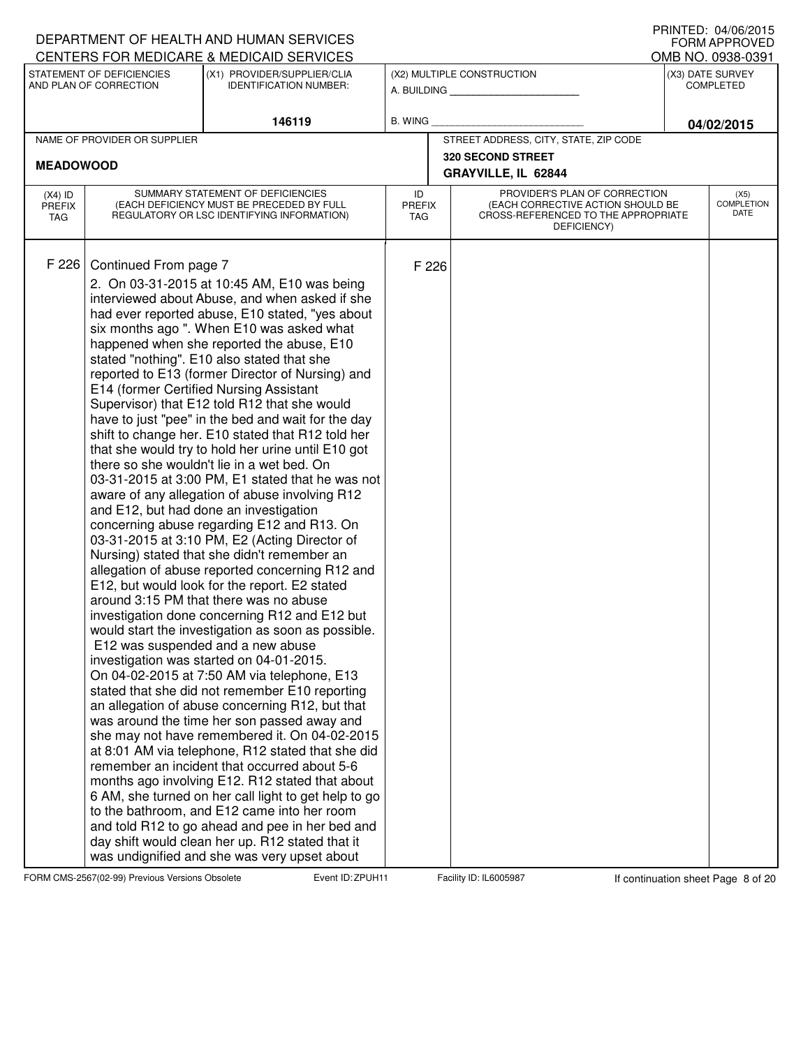DEPARTMENT OF HEALTH AND HUMAN SERVICES
CENTERS FOR MEDICARE & MEDICAID SERVICES

PRINTED: 04/06/2015
FORM APPROVED
OMB NO. 0938-0391

| STATEMENT OF DEFICIENCIES AND PLAN OF CORRECTION | (X1) PROVIDER/SUPPLIER/CLIA IDENTIFICATION NUMBER: | (X2) MULTIPLE CONSTRUCTION | (X3) DATE SURVEY COMPLETED |
|---|---|---|---|
| | 146119 | A. BUILDING ______ B. WING ______ | 04/02/2015 |

| NAME OF PROVIDER OR SUPPLIER | STREET ADDRESS, CITY, STATE, ZIP CODE |
|---|---|
| MEADOWOOD | 320 SECOND STREET GRAYVILLE, IL 62844 |

| (X4) ID PREFIX TAG | SUMMARY STATEMENT OF DEFICIENCIES (EACH DEFICIENCY MUST BE PRECEDED BY FULL REGULATORY OR LSC IDENTIFYING INFORMATION) | ID PREFIX TAG | PROVIDER'S PLAN OF CORRECTION (EACH CORRECTIVE ACTION SHOULD BE CROSS-REFERENCED TO THE APPROPRIATE DEFICIENCY) | (X5) COMPLETION DATE |
|---|---|---|---|---|
| F 226 | Continued From page 7<br>2. On 03-31-2015 at 10:45 AM, E10 was being interviewed about Abuse, and when asked if she had ever reported abuse, E10 stated, "yes about six months ago ". When E10 was asked what happened when she reported the abuse, E10 stated "nothing". E10 also stated that she reported to E13 (former Director of Nursing) and E14 (former Certified Nursing Assistant Supervisor) that E12 told R12 that she would have to just "pee" in the bed and wait for the day shift to change her. E10 stated that R12 told her that she would try to hold her urine until E10 got there so she wouldn't lie in a wet bed. On 03-31-2015 at 3:00 PM, E1 stated that he was not aware of any allegation of abuse involving R12 and E12, but had done an investigation concerning abuse regarding E12 and R13. On 03-31-2015 at 3:10 PM, E2 (Acting Director of Nursing) stated that she didn't remember an allegation of abuse reported concerning R12 and E12, but would look for the report. E2 stated around 3:15 PM that there was no abuse investigation done concerning R12 and E12 but would start the investigation as soon as possible. E12 was suspended and a new abuse investigation was started on 04-01-2015.<br>On 04-02-2015 at 7:50 AM via telephone, E13 stated that she did not remember E10 reporting an allegation of abuse concerning R12, but that was around the time her son passed away and she may not have remembered it. On 04-02-2015 at 8:01 AM via telephone, R12 stated that she did remember an incident that occurred about 5-6 months ago involving E12. R12 stated that about 6 AM, she turned on her call light to get help to go to the bathroom, and E12 came into her room and told R12 to go ahead and pee in her bed and day shift would clean her up. R12 stated that it was undignified and she was very upset about | F 226 | | |

FORM CMS-2567(02-99) Previous Versions Obsolete Event ID: ZPUH11 Facility ID: IL6005987 If continuation sheet Page 8 of 20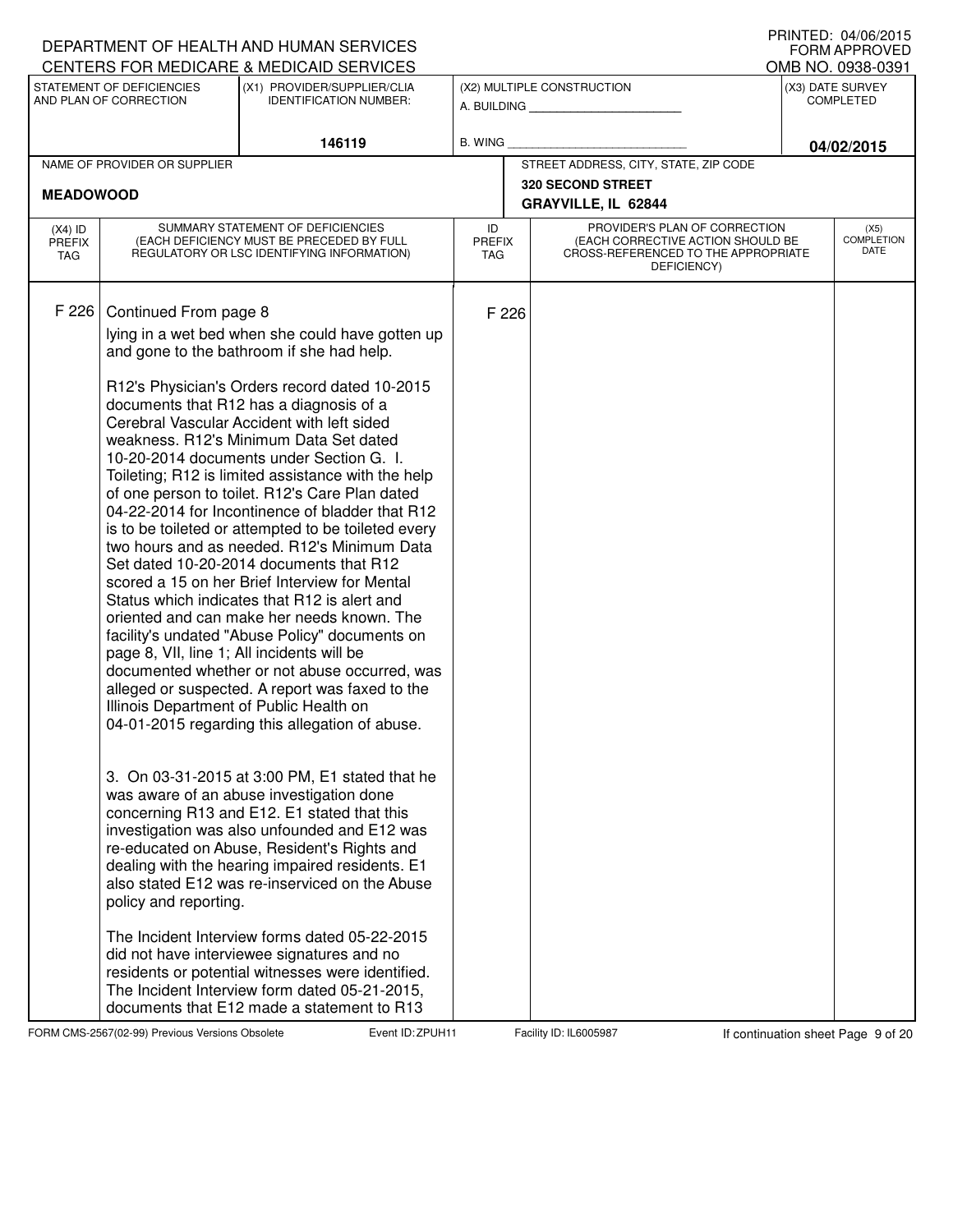DEPARTMENT OF HEALTH AND HUMAN SERVICES
CENTERS FOR MEDICARE & MEDICAID SERVICES

PRINTED: 04/06/2015
FORM APPROVED
OMB NO. 0938-0391

| STATEMENT OF DEFICIENCIES AND PLAN OF CORRECTION | (X1) PROVIDER/SUPPLIER/CLIA IDENTIFICATION NUMBER: | (X2) MULTIPLE CONSTRUCTION | (X3) DATE SURVEY COMPLETED |
|---|---|---|---|
| | 146119 | A. BUILDING ___ B. WING ___ | 04/02/2015 |

| NAME OF PROVIDER OR SUPPLIER | STREET ADDRESS, CITY, STATE, ZIP CODE |
|---|---|
| MEADOWOOD | 320 SECOND STREET GRAYVILLE, IL 62844 |

| (X4) ID PREFIX TAG | SUMMARY STATEMENT OF DEFICIENCIES (EACH DEFICIENCY MUST BE PRECEDED BY FULL REGULATORY OR LSC IDENTIFYING INFORMATION) | ID PREFIX TAG | PROVIDER'S PLAN OF CORRECTION (EACH CORRECTIVE ACTION SHOULD BE CROSS-REFERENCED TO THE APPROPRIATE DEFICIENCY) | (X5) COMPLETION DATE |
|---|---|---|---|---|
| F 226 | Continued From page 8<br>lying in a wet bed when she could have gotten up and gone to the bathroom if she had help.<br><br>R12's Physician's Orders record dated 10-2015 documents that R12 has a diagnosis of a Cerebral Vascular Accident with left sided weakness. R12's Minimum Data Set dated 10-20-2014 documents under Section G. I. Toileting; R12 is limited assistance with the help of one person to toilet. R12's Care Plan dated 04-22-2014 for Incontinence of bladder that R12 is to be toileted or attempted to be toileted every two hours and as needed. R12's Minimum Data Set dated 10-20-2014 documents that R12 scored a 15 on her Brief Interview for Mental Status which indicates that R12 is alert and oriented and can make her needs known. The facility's undated "Abuse Policy" documents on page 8, VII, line 1; All incidents will be documented whether or not abuse occurred, was alleged or suspected. A report was faxed to the Illinois Department of Public Health on 04-01-2015 regarding this allegation of abuse.<br><br>3. On 03-31-2015 at 3:00 PM, E1 stated that he was aware of an abuse investigation done concerning R13 and E12. E1 stated that this investigation was also unfounded and E12 was re-educated on Abuse, Resident's Rights and dealing with the hearing impaired residents. E1 also stated E12 was re-inserviced on the Abuse policy and reporting.<br><br>The Incident Interview forms dated 05-22-2015 did not have interviewee signatures and no residents or potential witnesses were identified. The Incident Interview form dated 05-21-2015, documents that E12 made a statement to R13 | F 226 | | |

FORM CMS-2567(02-99) Previous Versions Obsolete Event ID: ZPUH11 Facility ID: IL6005987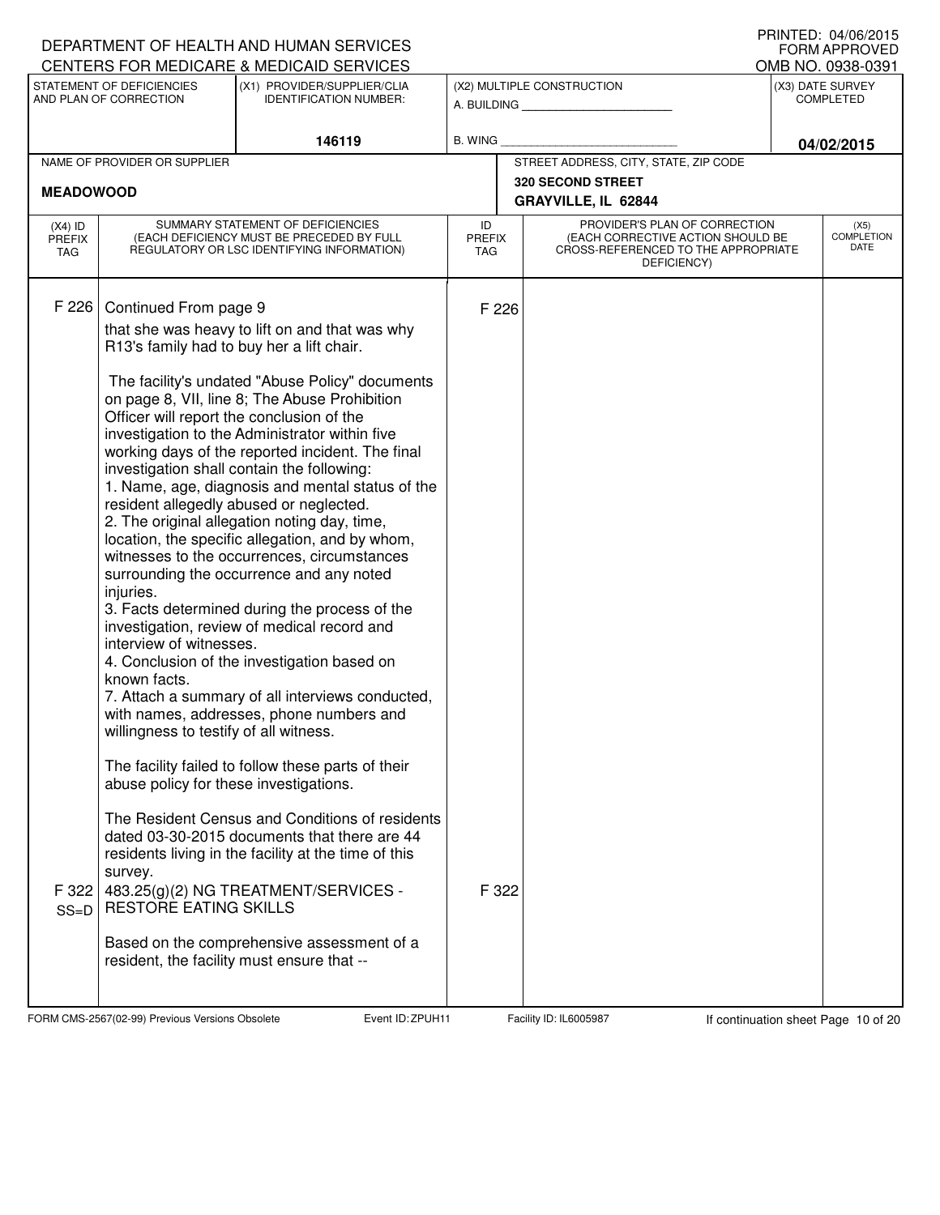DEPARTMENT OF HEALTH AND HUMAN SERVICES
CENTERS FOR MEDICARE & MEDICAID SERVICES

PRINTED: 04/06/2015
FORM APPROVED
OMB NO. 0938-0391

| STATEMENT OF DEFICIENCIES AND PLAN OF CORRECTION | (X1) PROVIDER/SUPPLIER/CLIA IDENTIFICATION NUMBER: | (X2) MULTIPLE CONSTRUCTION | (X3) DATE SURVEY COMPLETED |
|---|---|---|---|
| | 146119 | A. BUILDING ______ B. WING ______ | 04/02/2015 |

| NAME OF PROVIDER OR SUPPLIER | STREET ADDRESS, CITY, STATE, ZIP CODE |
|---|---|
| MEADOWOOD | 320 SECOND STREET GRAYVILLE, IL 62844 |

| (X4) ID PREFIX TAG | SUMMARY STATEMENT OF DEFICIENCIES (EACH DEFICIENCY MUST BE PRECEDED BY FULL REGULATORY OR LSC IDENTIFYING INFORMATION) | ID PREFIX TAG | PROVIDER'S PLAN OF CORRECTION (EACH CORRECTIVE ACTION SHOULD BE CROSS-REFERENCED TO THE APPROPRIATE DEFICIENCY) | (X5) COMPLETION DATE |
|---|---|---|---|---|
| F 226 | Continued From page 9<br>that she was heavy to lift on and that was why R13's family had to buy her a lift chair.<br><br>The facility's undated "Abuse Policy" documents on page 8, VII, line 8; The Abuse Prohibition Officer will report the conclusion of the investigation to the Administrator within five working days of the reported incident. The final investigation shall contain the following:<br>1. Name, age, diagnosis and mental status of the resident allegedly abused or neglected.<br>2. The original allegation noting day, time, location, the specific allegation, and by whom, witnesses to the occurrences, circumstances surrounding the occurrence and any noted injuries.<br>3. Facts determined during the process of the investigation, review of medical record and interview of witnesses.<br>4. Conclusion of the investigation based on known facts.<br>7. Attach a summary of all interviews conducted, with names, addresses, phone numbers and willingness to testify of all witness.<br><br>The facility failed to follow these parts of their abuse policy for these investigations.<br><br>The Resident Census and Conditions of residents dated 03-30-2015 documents that there are 44 residents living in the facility at the time of this survey. | F 226 | | |
| F 322 SS=D | 483.25(g)(2) NG TREATMENT/SERVICES - RESTORE EATING SKILLS<br><br>Based on the comprehensive assessment of a resident, the facility must ensure that -- | F 322 | | |

FORM CMS-2567(02-99) Previous Versions Obsolete | Event ID: ZPUH11 | Facility ID: IL6005987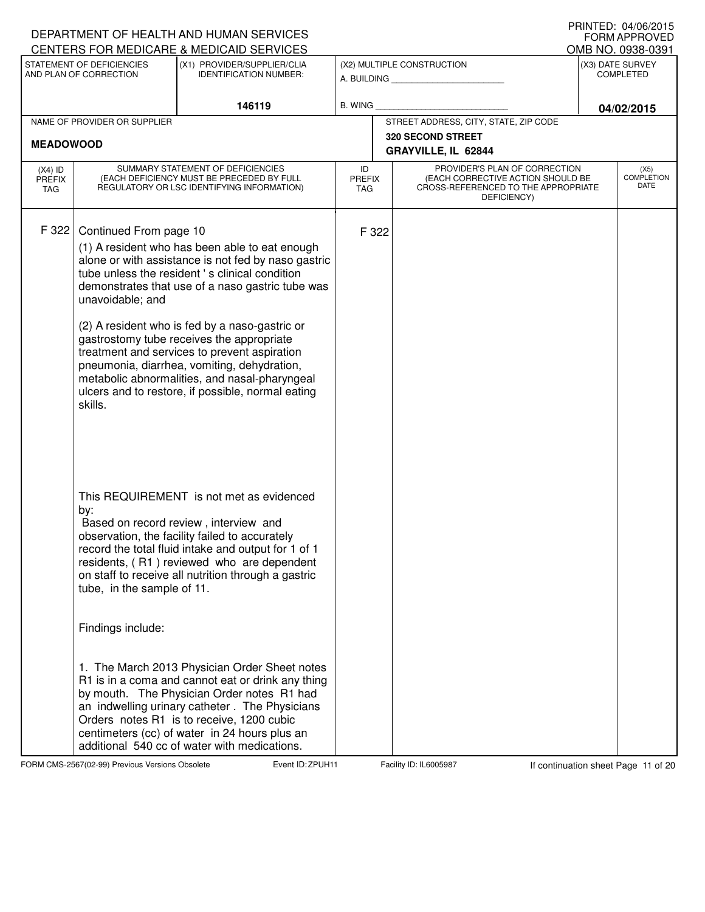DEPARTMENT OF HEALTH AND HUMAN SERVICES
CENTERS FOR MEDICARE & MEDICAID SERVICES

PRINTED: 04/06/2015
FORM APPROVED
OMB NO. 0938-0391

| STATEMENT OF DEFICIENCIES AND PLAN OF CORRECTION | (X1) PROVIDER/SUPPLIER/CLIA IDENTIFICATION NUMBER: | (X2) MULTIPLE CONSTRUCTION | (X3) DATE SURVEY COMPLETED |
|---|---|---|---|
| | 146119 | A. BUILDING ______ B. WING ______ | 04/02/2015 |

| NAME OF PROVIDER OR SUPPLIER | STREET ADDRESS, CITY, STATE, ZIP CODE |
|---|---|
| MEADOWOOD | 320 SECOND STREET GRAYVILLE, IL 62844 |

| (X4) ID PREFIX TAG | SUMMARY STATEMENT OF DEFICIENCIES (EACH DEFICIENCY MUST BE PRECEDED BY FULL REGULATORY OR LSC IDENTIFYING INFORMATION) | ID PREFIX TAG | PROVIDER'S PLAN OF CORRECTION (EACH CORRECTIVE ACTION SHOULD BE CROSS-REFERENCED TO THE APPROPRIATE DEFICIENCY) | (X5) COMPLETION DATE |
|---|---|---|---|---|
| F 322 | Continued From page 10 | F 322 | | |

(1) A resident who has been able to eat enough alone or with assistance is not fed by naso gastric tube unless the resident ' s clinical condition demonstrates that use of a naso gastric tube was unavoidable; and

(2) A resident who is fed by a naso-gastric or gastrostomy tube receives the appropriate treatment and services to prevent aspiration pneumonia, diarrhea, vomiting, dehydration, metabolic abnormalities, and nasal-pharyngeal ulcers and to restore, if possible, normal eating skills.

This REQUIREMENT is not met as evidenced by:
Based on record review , interview and observation, the facility failed to accurately record the total fluid intake and output for 1 of 1 residents, ( R1 ) reviewed who are dependent on staff to receive all nutrition through a gastric tube, in the sample of 11.

Findings include:

1. The March 2013 Physician Order Sheet notes R1 is in a coma and cannot eat or drink any thing by mouth. The Physician Order notes R1 had an indwelling urinary catheter . The Physicians Orders notes R1 is to receive, 1200 cubic centimeters (cc) of water in 24 hours plus an additional 540 cc of water with medications.

FORM CMS-2567(02-99) Previous Versions Obsolete Event ID: ZPUH11 Facility ID: IL6005987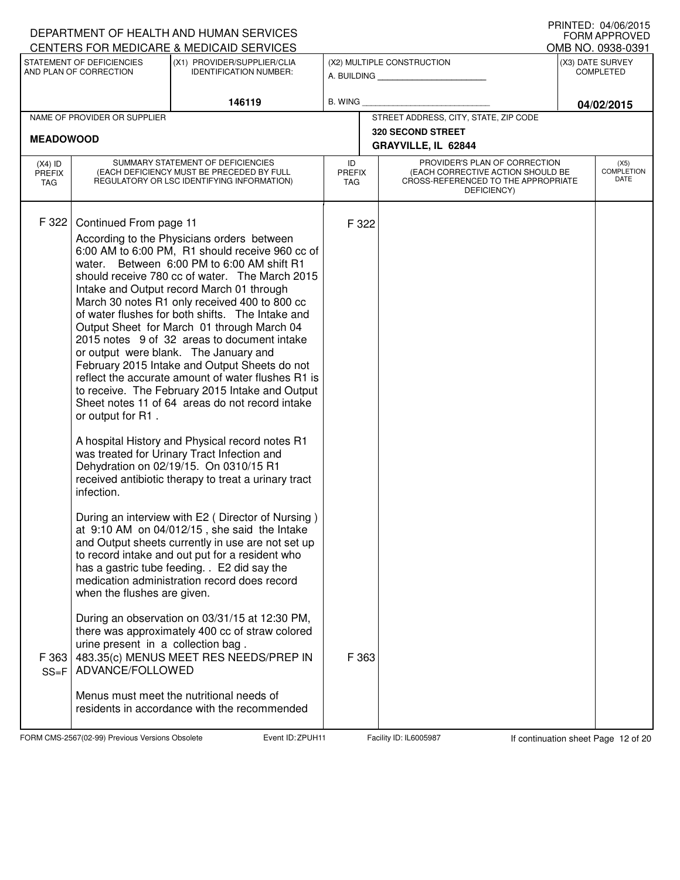DEPARTMENT OF HEALTH AND HUMAN SERVICES
CENTERS FOR MEDICARE & MEDICAID SERVICES

PRINTED: 04/06/2015
FORM APPROVED
OMB NO. 0938-0391

| STATEMENT OF DEFICIENCIES AND PLAN OF CORRECTION | (X1) PROVIDER/SUPPLIER/CLIA IDENTIFICATION NUMBER: | (X2) MULTIPLE CONSTRUCTION | (X3) DATE SURVEY COMPLETED |
|---|---|---|---|
| | 146119 | A. BUILDING ______ B. WING ______ | 04/02/2015 |

| NAME OF PROVIDER OR SUPPLIER | STREET ADDRESS, CITY, STATE, ZIP CODE |
|---|---|
| MEADOWOOD | 320 SECOND STREET GRAYVILLE, IL 62844 |

| (X4) ID PREFIX TAG | SUMMARY STATEMENT OF DEFICIENCIES (EACH DEFICIENCY MUST BE PRECEDED BY FULL REGULATORY OR LSC IDENTIFYING INFORMATION) | ID PREFIX TAG | PROVIDER'S PLAN OF CORRECTION (EACH CORRECTIVE ACTION SHOULD BE CROSS-REFERENCED TO THE APPROPRIATE DEFICIENCY) | (X5) COMPLETION DATE |
|---|---|---|---|---|
| F 322 | Continued From page 11<br><br>According to the Physicians orders between 6:00 AM to 6:00 PM, R1 should receive 960 cc of water. Between 6:00 PM to 6:00 AM shift R1 should receive 780 cc of water. The March 2015 Intake and Output record March 01 through March 30 notes R1 only received 400 to 800 cc of water flushes for both shifts. The Intake and Output Sheet for March 01 through March 04 2015 notes 9 of 32 areas to document intake or output were blank. The January and February 2015 Intake and Output Sheets do not reflect the accurate amount of water flushes R1 is to receive. The February 2015 Intake and Output Sheet notes 11 of 64 areas do not record intake or output for R1 .<br><br>A hospital History and Physical record notes R1 was treated for Urinary Tract Infection and Dehydration on 02/19/15. On 0310/15 R1 received antibiotic therapy to treat a urinary tract infection.<br><br>During an interview with E2 ( Director of Nursing ) at 9:10 AM on 04/012/15 , she said the Intake and Output sheets currently in use are not set up to record intake and out put for a resident who has a gastric tube feeding. . E2 did say the medication administration record does record when the flushes are given.<br><br>During an observation on 03/31/15 at 12:30 PM, there was approximately 400 cc of straw colored urine present in a collection bag . | F 322 | | |
| F 363 SS=F | 483.35(c) MENUS MEET RES NEEDS/PREP IN ADVANCE/FOLLOWED<br><br>Menus must meet the nutritional needs of residents in accordance with the recommended | F 363 | | |

FORM CMS-2567(02-99) Previous Versions Obsolete Event ID: ZPUH11 Facility ID: IL6005987 If continuation sheet Page 12 of 20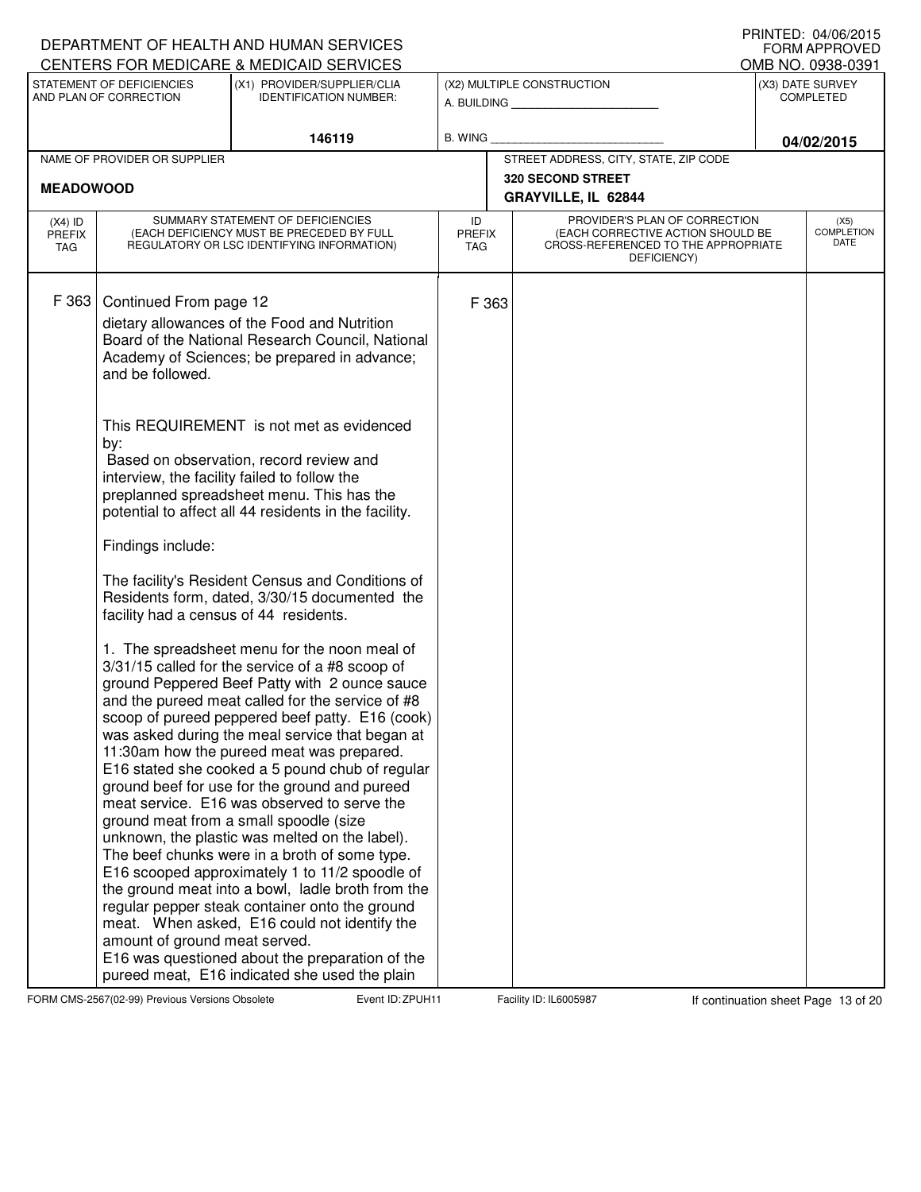DEPARTMENT OF HEALTH AND HUMAN SERVICES
CENTERS FOR MEDICARE & MEDICAID SERVICES

PRINTED: 04/06/2015
FORM APPROVED
OMB NO. 0938-0391

| STATEMENT OF DEFICIENCIES AND PLAN OF CORRECTION | (X1) PROVIDER/SUPPLIER/CLIA IDENTIFICATION NUMBER: | (X2) MULTIPLE CONSTRUCTION | (X3) DATE SURVEY COMPLETED |
|---|---|---|---|
| | 146119 | A. BUILDING ______ B. WING ______ | 04/02/2015 |

| NAME OF PROVIDER OR SUPPLIER | STREET ADDRESS, CITY, STATE, ZIP CODE |
|---|---|
| MEADOWOOD | 320 SECOND STREET GRAYVILLE, IL 62844 |

| (X4) ID PREFIX TAG | SUMMARY STATEMENT OF DEFICIENCIES (EACH DEFICIENCY MUST BE PRECEDED BY FULL REGULATORY OR LSC IDENTIFYING INFORMATION) | ID PREFIX TAG | PROVIDER'S PLAN OF CORRECTION (EACH CORRECTIVE ACTION SHOULD BE CROSS-REFERENCED TO THE APPROPRIATE DEFICIENCY) | (X5) COMPLETION DATE |
|---|---|---|---|---|
| F 363 | Continued From page 12 | F 363 | | |

dietary allowances of the Food and Nutrition Board of the National Research Council, National Academy of Sciences; be prepared in advance; and be followed.

This REQUIREMENT is not met as evidenced by:
Based on observation, record review and interview, the facility failed to follow the preplanned spreadsheet menu. This has the potential to affect all 44 residents in the facility.

Findings include:

The facility's Resident Census and Conditions of Residents form, dated, 3/30/15 documented the facility had a census of 44 residents.

1. The spreadsheet menu for the noon meal of 3/31/15 called for the service of a #8 scoop of ground Peppered Beef Patty with 2 ounce sauce and the pureed meat called for the service of #8 scoop of pureed peppered beef patty. E16 (cook) was asked during the meal service that began at 11:30am how the pureed meat was prepared. E16 stated she cooked a 5 pound chub of regular ground beef for use for the ground and pureed meat service. E16 was observed to serve the ground meat from a small spoodle (size unknown, the plastic was melted on the label). The beef chunks were in a broth of some type. E16 scooped approximately 1 to 11/2 spoodle of the ground meat into a bowl, ladle broth from the regular pepper steak container onto the ground meat. When asked, E16 could not identify the amount of ground meat served.
E16 was questioned about the preparation of the pureed meat, E16 indicated she used the plain

FORM CMS-2567(02-99) Previous Versions Obsolete Event ID: ZPUH11 Facility ID: IL6005987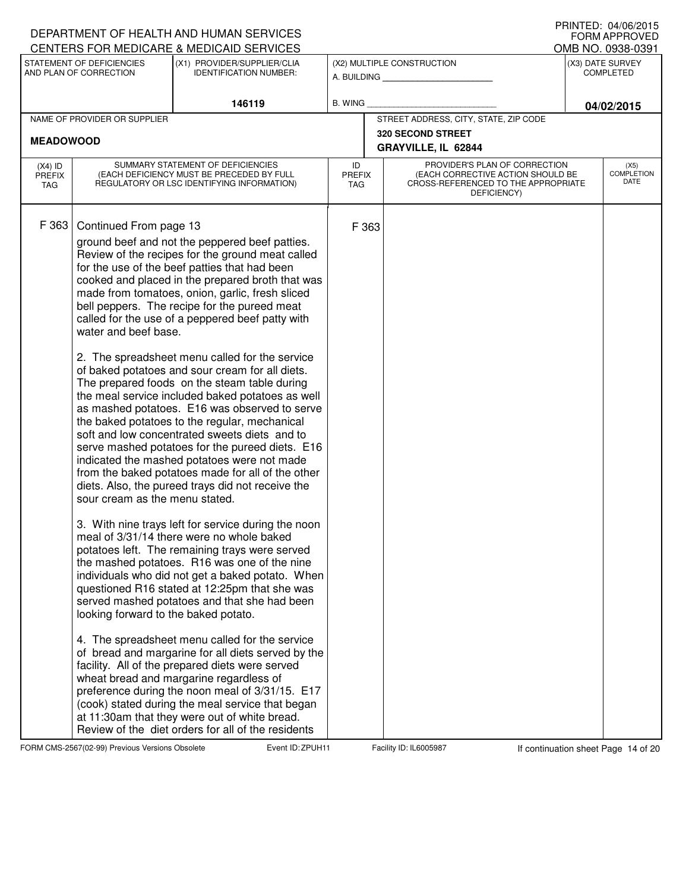DEPARTMENT OF HEALTH AND HUMAN SERVICES
CENTERS FOR MEDICARE & MEDICAID SERVICES

PRINTED: 04/06/2015
FORM APPROVED
OMB NO. 0938-0391

| STATEMENT OF DEFICIENCIES AND PLAN OF CORRECTION | (X1) PROVIDER/SUPPLIER/CLIA IDENTIFICATION NUMBER: | (X2) MULTIPLE CONSTRUCTION | (X3) DATE SURVEY COMPLETED |
|---|---|---|---|
| | 146119 | A. BUILDING ______ B. WING ______ | 04/02/2015 |

| NAME OF PROVIDER OR SUPPLIER | STREET ADDRESS, CITY, STATE, ZIP CODE |
|---|---|
| MEADOWOOD | 320 SECOND STREET GRAYVILLE, IL 62844 |

| (X4) ID PREFIX TAG | SUMMARY STATEMENT OF DEFICIENCIES (EACH DEFICIENCY MUST BE PRECEDED BY FULL REGULATORY OR LSC IDENTIFYING INFORMATION) | ID PREFIX TAG | PROVIDER'S PLAN OF CORRECTION (EACH CORRECTIVE ACTION SHOULD BE CROSS-REFERENCED TO THE APPROPRIATE DEFICIENCY) | (X5) COMPLETION DATE |
|---|---|---|---|---|
| F 363 | Continued From page 13 | F 363 | | |

ground beef and not the peppered beef patties. Review of the recipes for the ground meat called for the use of the beef patties that had been cooked and placed in the prepared broth that was made from tomatoes, onion, garlic, fresh sliced bell peppers. The recipe for the pureed meat called for the use of a peppered beef patty with water and beef base.

2. The spreadsheet menu called for the service of baked potatoes and sour cream for all diets. The prepared foods on the steam table during the meal service included baked potatoes as well as mashed potatoes. E16 was observed to serve the baked potatoes to the regular, mechanical soft and low concentrated sweets diets and to serve mashed potatoes for the pureed diets. E16 indicated the mashed potatoes were not made from the baked potatoes made for all of the other diets. Also, the pureed trays did not receive the sour cream as the menu stated.

3. With nine trays left for service during the noon meal of 3/31/14 there were no whole baked potatoes left. The remaining trays were served the mashed potatoes. R16 was one of the nine individuals who did not get a baked potato. When questioned R16 stated at 12:25pm that she was served mashed potatoes and that she had been looking forward to the baked potato.

4. The spreadsheet menu called for the service of bread and margarine for all diets served by the facility. All of the prepared diets were served wheat bread and margarine regardless of preference during the noon meal of 3/31/15. E17 (cook) stated during the meal service that began at 11:30am that they were out of white bread. Review of the diet orders for all of the residents

FORM CMS-2567(02-99) Previous Versions Obsolete Event ID: ZPUH11 Facility ID: IL6005987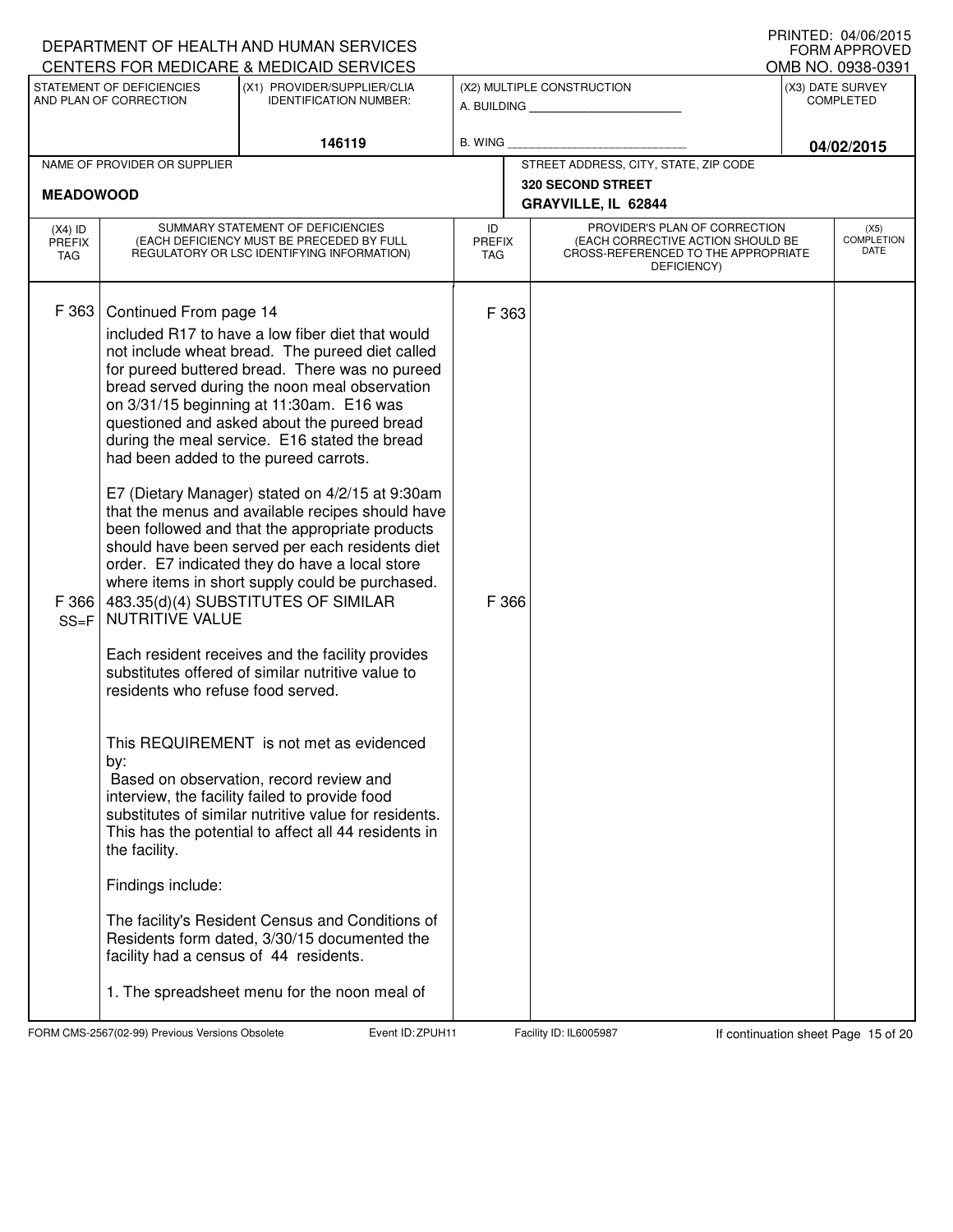DEPARTMENT OF HEALTH AND HUMAN SERVICES
CENTERS FOR MEDICARE & MEDICAID SERVICES

PRINTED: 04/06/2015
FORM APPROVED
OMB NO. 0938-0391

| STATEMENT OF DEFICIENCIES AND PLAN OF CORRECTION | (X1) PROVIDER/SUPPLIER/CLIA IDENTIFICATION NUMBER: | (X2) MULTIPLE CONSTRUCTION | (X3) DATE SURVEY COMPLETED |
|---|---|---|---|
| | 146119 | A. BUILDING ______ B. WING ______ | 04/02/2015 |

| NAME OF PROVIDER OR SUPPLIER | STREET ADDRESS, CITY, STATE, ZIP CODE |
|---|---|
| MEADOWOOD | 320 SECOND STREET GRAYVILLE, IL 62844 |

| (X4) ID PREFIX TAG | SUMMARY STATEMENT OF DEFICIENCIES (EACH DEFICIENCY MUST BE PRECEDED BY FULL REGULATORY OR LSC IDENTIFYING INFORMATION) | ID PREFIX TAG | PROVIDER'S PLAN OF CORRECTION (EACH CORRECTIVE ACTION SHOULD BE CROSS-REFERENCED TO THE APPROPRIATE DEFICIENCY) | (X5) COMPLETION DATE |
|---|---|---|---|---|
| F 363 | Continued From page 14<br>included R17 to have a low fiber diet that would not include wheat bread. The pureed diet called for pureed buttered bread. There was no pureed bread served during the noon meal observation on 3/31/15 beginning at 11:30am. E16 was questioned and asked about the pureed bread during the meal service. E16 stated the bread had been added to the pureed carrots.<br><br>E7 (Dietary Manager) stated on 4/2/15 at 9:30am that the menus and available recipes should have been followed and that the appropriate products should have been served per each residents diet order. E7 indicated they do have a local store where items in short supply could be purchased. | F 363 | | |
| F 366 SS=F | 483.35(d)(4) SUBSTITUTES OF SIMILAR NUTRITIVE VALUE<br><br>Each resident receives and the facility provides substitutes offered of similar nutritive value to residents who refuse food served.<br><br>This REQUIREMENT is not met as evidenced by:<br>Based on observation, record review and interview, the facility failed to provide food substitutes of similar nutritive value for residents. This has the potential to affect all 44 residents in the facility.<br><br>Findings include:<br><br>The facility's Resident Census and Conditions of Residents form dated, 3/30/15 documented the facility had a census of 44 residents.<br><br>1. The spreadsheet menu for the noon meal of | F 366 | | |

FORM CMS-2567(02-99) Previous Versions Obsolete Event ID: ZPUH11 Facility ID: IL6005987 If continuation sheet Page 15 of 20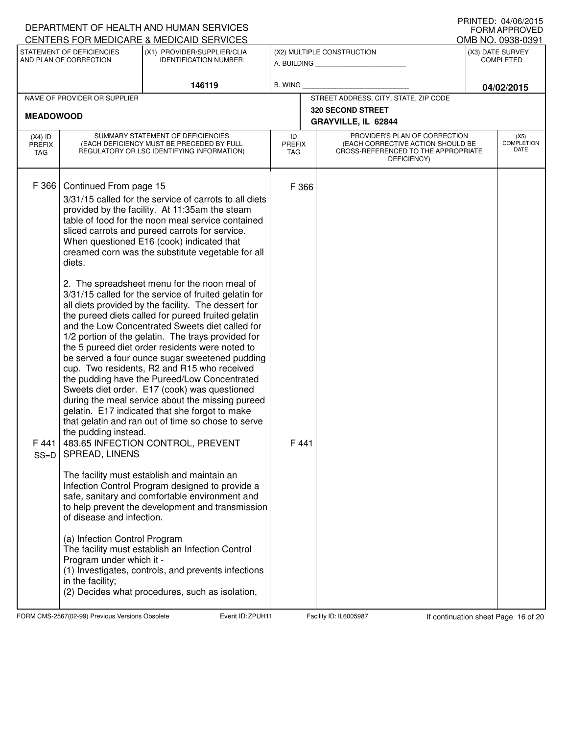DEPARTMENT OF HEALTH AND HUMAN SERVICES
CENTERS FOR MEDICARE & MEDICAID SERVICES

PRINTED: 04/06/2015
FORM APPROVED
OMB NO. 0938-0391

| STATEMENT OF DEFICIENCIES AND PLAN OF CORRECTION | (X1) PROVIDER/SUPPLIER/CLIA IDENTIFICATION NUMBER: | (X2) MULTIPLE CONSTRUCTION | (X3) DATE SURVEY COMPLETED |
|---|---|---|---|
| | 146119 | A. BUILDING ______ B. WING ______ | 04/02/2015 |

| NAME OF PROVIDER OR SUPPLIER | STREET ADDRESS, CITY, STATE, ZIP CODE |
|---|---|
| MEADOWOOD | 320 SECOND STREET GRAYVILLE, IL 62844 |

| (X4) ID PREFIX TAG | SUMMARY STATEMENT OF DEFICIENCIES (EACH DEFICIENCY MUST BE PRECEDED BY FULL REGULATORY OR LSC IDENTIFYING INFORMATION) | ID PREFIX TAG | PROVIDER'S PLAN OF CORRECTION (EACH CORRECTIVE ACTION SHOULD BE CROSS-REFERENCED TO THE APPROPRIATE DEFICIENCY) | (X5) COMPLETION DATE |
|---|---|---|---|---|
| F 366 | Continued From page 15<br>3/31/15 called for the service of carrots to all diets provided by the facility. At 11:35am the steam table of food for the noon meal service contained sliced carrots and pureed carrots for service. When questioned E16 (cook) indicated that creamed corn was the substitute vegetable for all diets.<br><br>2. The spreadsheet menu for the noon meal of 3/31/15 called for the service of fruited gelatin for all diets provided by the facility. The dessert for the pureed diets called for pureed fruited gelatin and the Low Concentrated Sweets diet called for 1/2 portion of the gelatin. The trays provided for the 5 pureed diet order residents were noted to be served a four ounce sugar sweetened pudding cup. Two residents, R2 and R15 who received the pudding have the Pureed/Low Concentrated Sweets diet order. E17 (cook) was questioned during the meal service about the missing pureed gelatin. E17 indicated that she forgot to make that gelatin and ran out of time so chose to serve the pudding instead. | F 366 | | |
| F 441 SS=D | 483.65 INFECTION CONTROL, PREVENT SPREAD, LINENS<br><br>The facility must establish and maintain an Infection Control Program designed to provide a safe, sanitary and comfortable environment and to help prevent the development and transmission of disease and infection.<br><br>(a) Infection Control Program<br>The facility must establish an Infection Control Program under which it -<br>(1) Investigates, controls, and prevents infections in the facility;<br>(2) Decides what procedures, such as isolation, | F 441 | | |

FORM CMS-2567(02-99) Previous Versions Obsolete Event ID: ZPUH11 Facility ID: IL6005987 If continuation sheet Page 16 of 20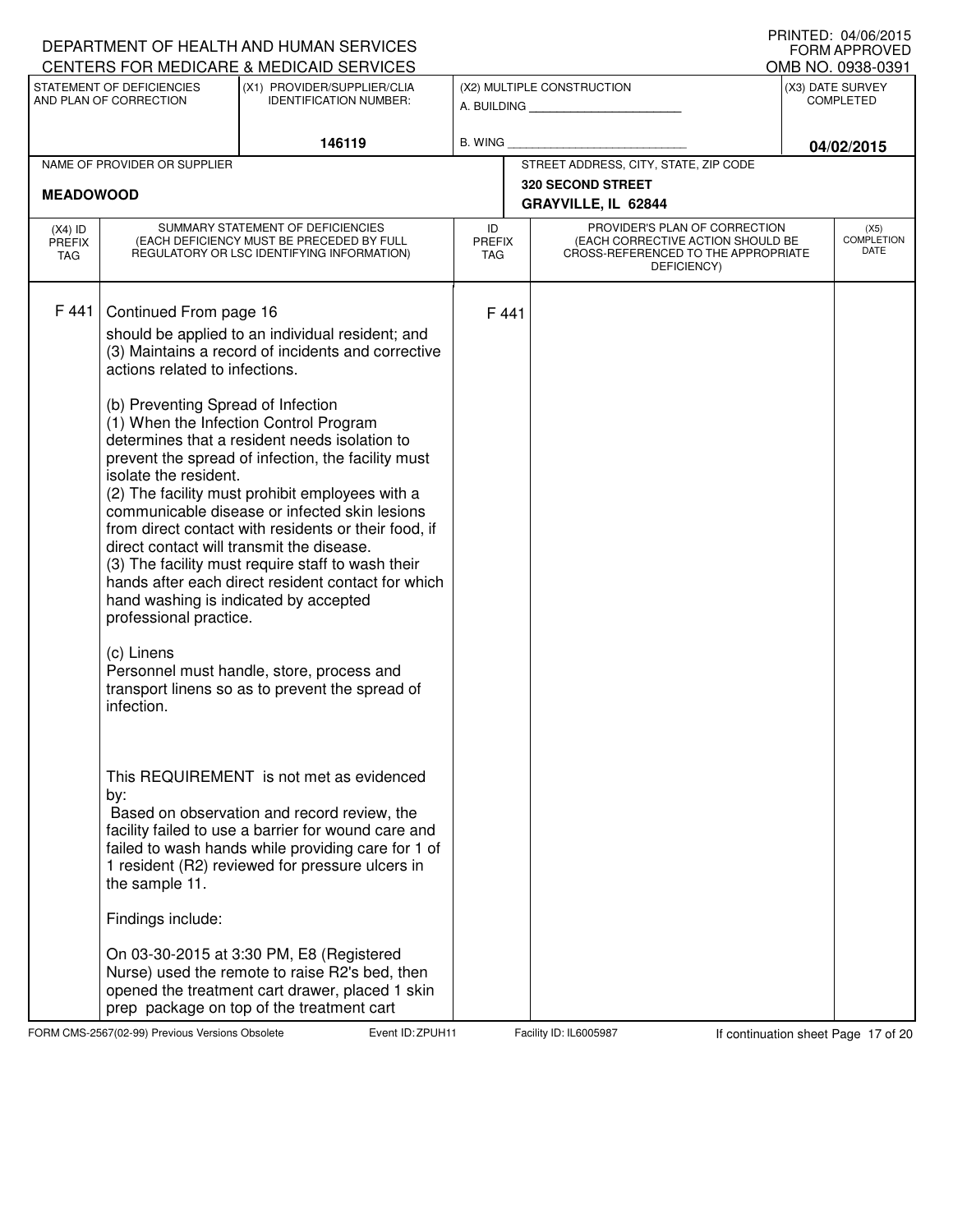DEPARTMENT OF HEALTH AND HUMAN SERVICES
CENTERS FOR MEDICARE & MEDICAID SERVICES

PRINTED: 04/06/2015
FORM APPROVED
OMB NO. 0938-0391

| STATEMENT OF DEFICIENCIES AND PLAN OF CORRECTION | (X1) PROVIDER/SUPPLIER/CLIA IDENTIFICATION NUMBER: | (X2) MULTIPLE CONSTRUCTION | (X3) DATE SURVEY COMPLETED |
|---|---|---|---|
| | 146119 | A. BUILDING _____ B. WING _____ | 04/02/2015 |

| NAME OF PROVIDER OR SUPPLIER | STREET ADDRESS, CITY, STATE, ZIP CODE |
|---|---|
| MEADOWOOD | 320 SECOND STREET GRAYVILLE, IL 62844 |

| (X4) ID PREFIX TAG | SUMMARY STATEMENT OF DEFICIENCIES (EACH DEFICIENCY MUST BE PRECEDED BY FULL REGULATORY OR LSC IDENTIFYING INFORMATION) | ID PREFIX TAG | PROVIDER'S PLAN OF CORRECTION (EACH CORRECTIVE ACTION SHOULD BE CROSS-REFERENCED TO THE APPROPRIATE DEFICIENCY) | (X5) COMPLETION DATE |
|---|---|---|---|---|
| F 441 | Continued From page 16<br>should be applied to an individual resident; and<br>(3) Maintains a record of incidents and corrective actions related to infections.<br><br>(b) Preventing Spread of Infection<br>(1) When the Infection Control Program determines that a resident needs isolation to prevent the spread of infection, the facility must isolate the resident.<br>(2) The facility must prohibit employees with a communicable disease or infected skin lesions from direct contact with residents or their food, if direct contact will transmit the disease.<br>(3) The facility must require staff to wash their hands after each direct resident contact for which hand washing is indicated by accepted professional practice.<br><br>(c) Linens<br>Personnel must handle, store, process and transport linens so as to prevent the spread of infection.<br><br>This REQUIREMENT is not met as evidenced by:<br>Based on observation and record review, the facility failed to use a barrier for wound care and failed to wash hands while providing care for 1 of 1 resident (R2) reviewed for pressure ulcers in the sample 11.<br><br>Findings include:<br><br>On 03-30-2015 at 3:30 PM, E8 (Registered Nurse) used the remote to raise R2's bed, then opened the treatment cart drawer, placed 1 skin prep package on top of the treatment cart | F 441 | | |

FORM CMS-2567(02-99) Previous Versions Obsolete Event ID: ZPUH11 Facility ID: IL6005987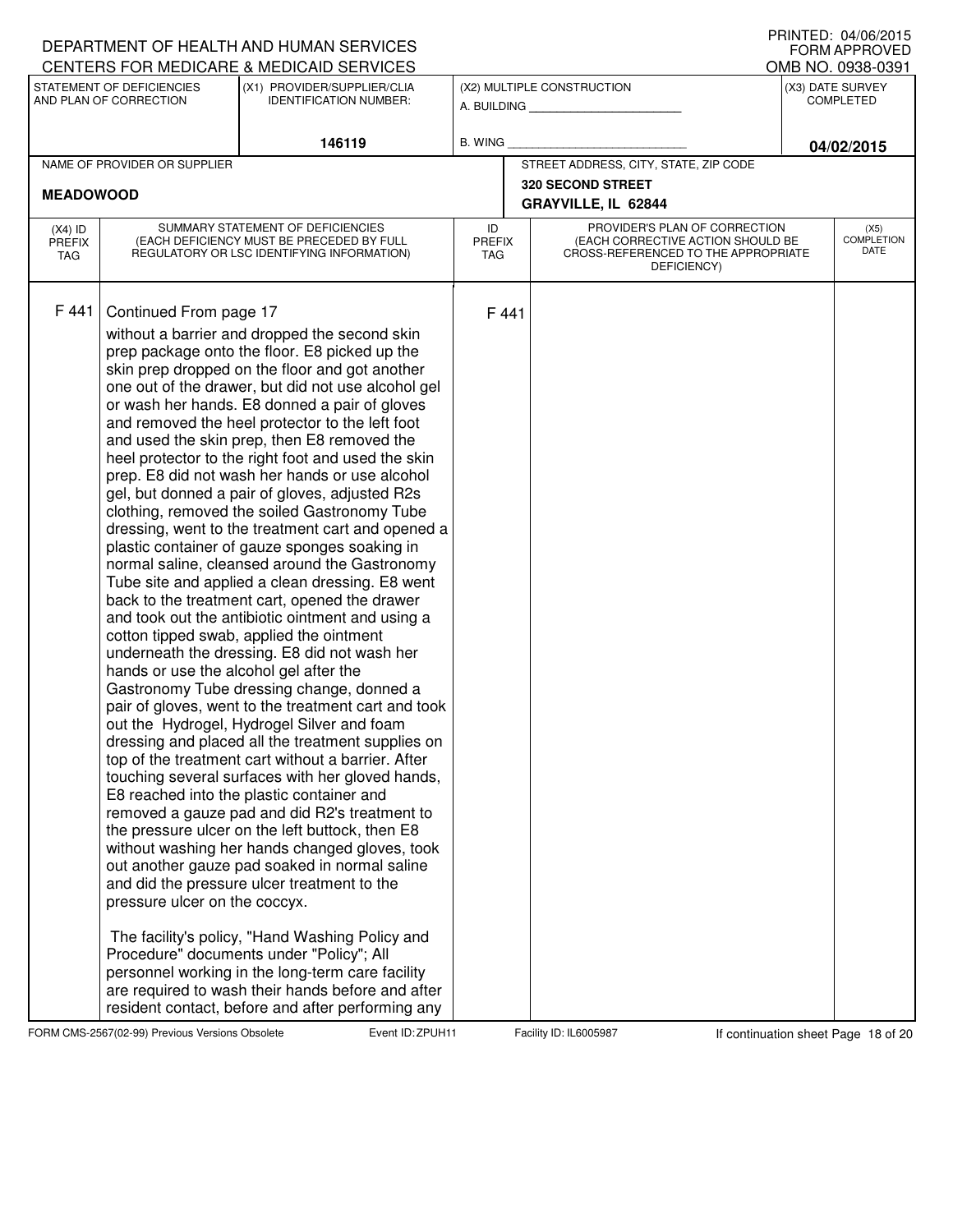DEPARTMENT OF HEALTH AND HUMAN SERVICES
CENTERS FOR MEDICARE & MEDICAID SERVICES

PRINTED: 04/06/2015
FORM APPROVED
OMB NO. 0938-0391

| STATEMENT OF DEFICIENCIES AND PLAN OF CORRECTION | (X1) PROVIDER/SUPPLIER/CLIA IDENTIFICATION NUMBER: | (X2) MULTIPLE CONSTRUCTION | (X3) DATE SURVEY COMPLETED |
|---|---|---|---|
| | 146119 | A. BUILDING ______ B. WING ______ | 04/02/2015 |

| NAME OF PROVIDER OR SUPPLIER | STREET ADDRESS, CITY, STATE, ZIP CODE |
|---|---|
| MEADOWOOD | 320 SECOND STREET GRAYVILLE, IL 62844 |

| (X4) ID PREFIX TAG | SUMMARY STATEMENT OF DEFICIENCIES (EACH DEFICIENCY MUST BE PRECEDED BY FULL REGULATORY OR LSC IDENTIFYING INFORMATION) | ID PREFIX TAG | PROVIDER'S PLAN OF CORRECTION (EACH CORRECTIVE ACTION SHOULD BE CROSS-REFERENCED TO THE APPROPRIATE DEFICIENCY) | (X5) COMPLETION DATE |
|---|---|---|---|---|
| F 441 | Continued From page 17<br>without a barrier and dropped the second skin prep package onto the floor. E8 picked up the skin prep dropped on the floor and got another one out of the drawer, but did not use alcohol gel or wash her hands. E8 donned a pair of gloves and removed the heel protector to the left foot and used the skin prep, then E8 removed the heel protector to the right foot and used the skin prep. E8 did not wash her hands or use alcohol gel, but donned a pair of gloves, adjusted R2s clothing, removed the soiled Gastronomy Tube dressing, went to the treatment cart and opened a plastic container of gauze sponges soaking in normal saline, cleansed around the Gastronomy Tube site and applied a clean dressing. E8 went back to the treatment cart, opened the drawer and took out the antibiotic ointment and using a cotton tipped swab, applied the ointment underneath the dressing. E8 did not wash her hands or use the alcohol gel after the Gastronomy Tube dressing change, donned a pair of gloves, went to the treatment cart and took out the Hydrogel, Hydrogel Silver and foam dressing and placed all the treatment supplies on top of the treatment cart without a barrier. After touching several surfaces with her gloved hands, E8 reached into the plastic container and removed a gauze pad and did R2's treatment to the pressure ulcer on the left buttock, then E8 without washing her hands changed gloves, took out another gauze pad soaked in normal saline and did the pressure ulcer treatment to the pressure ulcer on the coccyx.<br><br>The facility's policy, "Hand Washing Policy and Procedure" documents under "Policy"; All personnel working in the long-term care facility are required to wash their hands before and after resident contact, before and after performing any | F 441 | | |

FORM CMS-2567(02-99) Previous Versions Obsolete Event ID: ZPUH11 Facility ID: IL6005987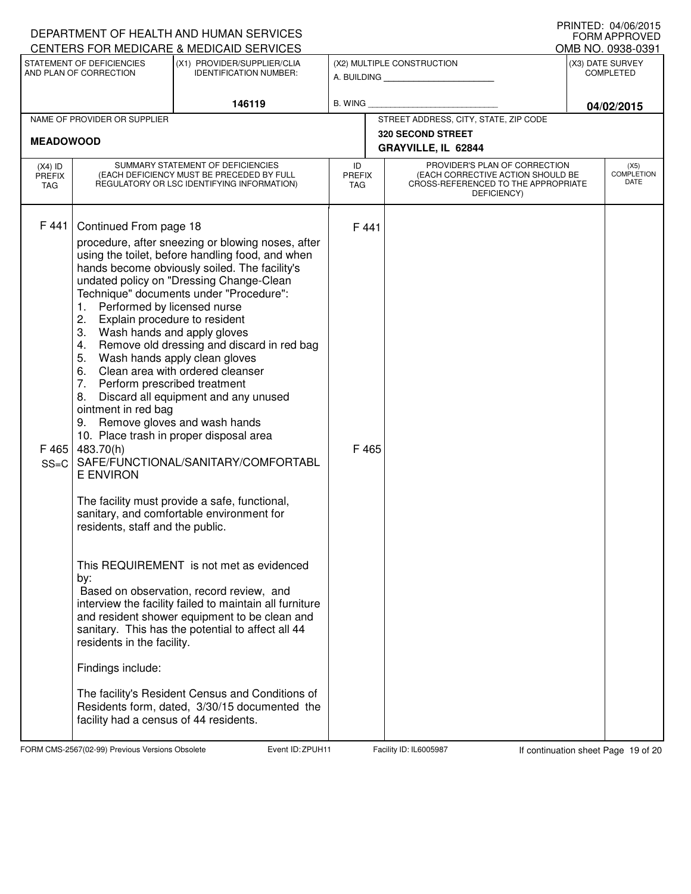DEPARTMENT OF HEALTH AND HUMAN SERVICES
CENTERS FOR MEDICARE & MEDICAID SERVICES

PRINTED: 04/06/2015
FORM APPROVED
OMB NO. 0938-0391

| STATEMENT OF DEFICIENCIES AND PLAN OF CORRECTION | (X1) PROVIDER/SUPPLIER/CLIA IDENTIFICATION NUMBER: | (X2) MULTIPLE CONSTRUCTION | (X3) DATE SURVEY COMPLETED |
|---|---|---|---|
| | 146119 | A. BUILDING ___ B. WING ___ | 04/02/2015 |

| NAME OF PROVIDER OR SUPPLIER | STREET ADDRESS, CITY, STATE, ZIP CODE |
|---|---|
| MEADOWOOD | 320 SECOND STREET GRAYVILLE, IL 62844 |

| (X4) ID PREFIX TAG | SUMMARY STATEMENT OF DEFICIENCIES (EACH DEFICIENCY MUST BE PRECEDED BY FULL REGULATORY OR LSC IDENTIFYING INFORMATION) | ID PREFIX TAG | PROVIDER'S PLAN OF CORRECTION (EACH CORRECTIVE ACTION SHOULD BE CROSS-REFERENCED TO THE APPROPRIATE DEFICIENCY) | (X5) COMPLETION DATE |
|---|---|---|---|---|
| F 441 | Continued From page 18<br>procedure, after sneezing or blowing noses, after using the toilet, before handling food, and when hands become obviously soiled. The facility's undated policy on "Dressing Change-Clean Technique" documents under "Procedure":<br>1. Performed by licensed nurse<br>2. Explain procedure to resident<br>3. Wash hands and apply gloves<br>4. Remove old dressing and discard in red bag<br>5. Wash hands apply clean gloves<br>6. Clean area with ordered cleanser<br>7. Perform prescribed treatment<br>8. Discard all equipment and any unused ointment in red bag<br>9. Remove gloves and wash hands<br>10. Place trash in proper disposal area | F 441 | | |
| F 465 SS=C | 483.70(h) SAFE/FUNCTIONAL/SANITARY/COMFORTABLE ENVIRON<br><br>The facility must provide a safe, functional, sanitary, and comfortable environment for residents, staff and the public.<br><br>This REQUIREMENT is not met as evidenced by:<br>Based on observation, record review, and interview the facility failed to maintain all furniture and resident shower equipment to be clean and sanitary. This has the potential to affect all 44 residents in the facility.<br><br>Findings include:<br><br>The facility's Resident Census and Conditions of Residents form, dated, 3/30/15 documented the facility had a census of 44 residents. | F 465 | | |

FORM CMS-2567(02-99) Previous Versions Obsolete Event ID: ZPUH11 Facility ID: IL6005987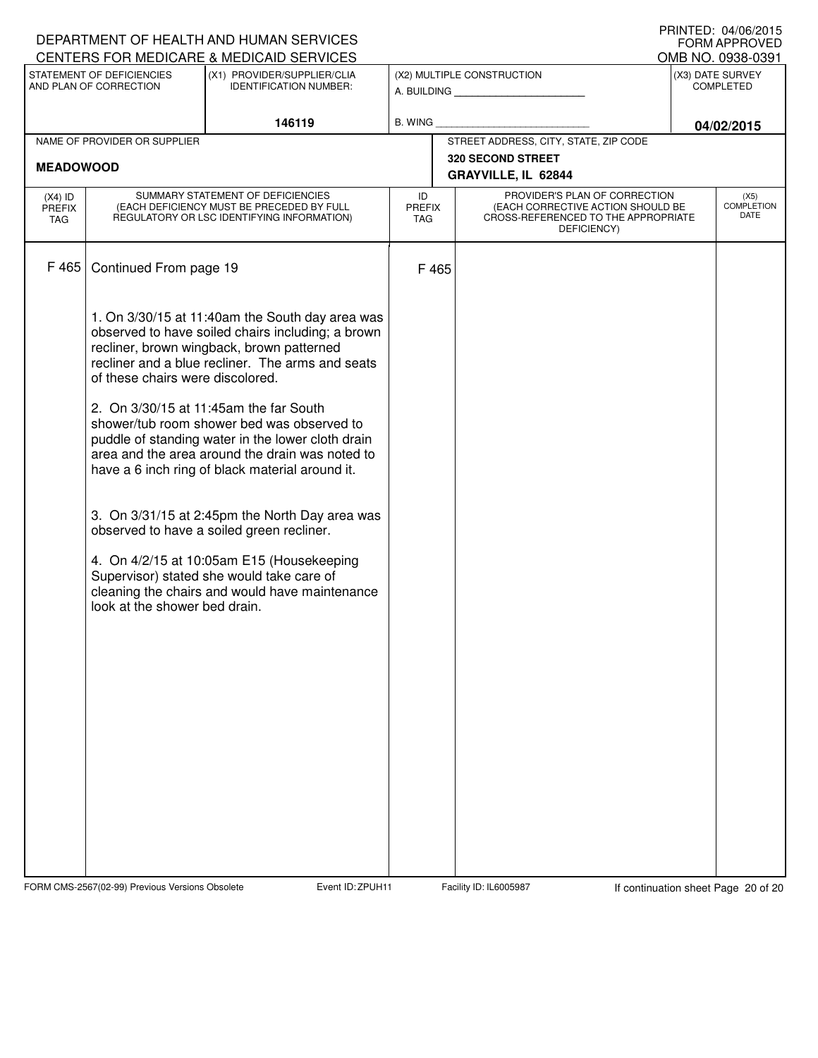DEPARTMENT OF HEALTH AND HUMAN SERVICES
CENTERS FOR MEDICARE & MEDICAID SERVICES

PRINTED: 04/06/2015
FORM APPROVED
OMB NO. 0938-0391

| STATEMENT OF DEFICIENCIES AND PLAN OF CORRECTION | (X1) PROVIDER/SUPPLIER/CLIA IDENTIFICATION NUMBER: | (X2) MULTIPLE CONSTRUCTION | (X3) DATE SURVEY COMPLETED |
|---|---|---|---|
| | 146119 | A. BUILDING _______ B. WING _______ | 04/02/2015 |

| NAME OF PROVIDER OR SUPPLIER | STREET ADDRESS, CITY, STATE, ZIP CODE |
|---|---|
| MEADOWOOD | 320 SECOND STREET GRAYVILLE, IL 62844 |

| (X4) ID PREFIX TAG | SUMMARY STATEMENT OF DEFICIENCIES (EACH DEFICIENCY MUST BE PRECEDED BY FULL REGULATORY OR LSC IDENTIFYING INFORMATION) | ID PREFIX TAG | PROVIDER'S PLAN OF CORRECTION (EACH CORRECTIVE ACTION SHOULD BE CROSS-REFERENCED TO THE APPROPRIATE DEFICIENCY) | (X5) COMPLETION DATE |
|---|---|---|---|---|
| F 465 | Continued From page 19<br><br>1. On 3/30/15 at 11:40am the South day area was observed to have soiled chairs including; a brown recliner, brown wingback, brown patterned recliner and a blue recliner. The arms and seats of these chairs were discolored.<br><br>2. On 3/30/15 at 11:45am the far South shower/tub room shower bed was observed to puddle of standing water in the lower cloth drain area and the area around the drain was noted to have a 6 inch ring of black material around it.<br><br>3. On 3/31/15 at 2:45pm the North Day area was observed to have a soiled green recliner.<br><br>4. On 4/2/15 at 10:05am E15 (Housekeeping Supervisor) stated she would take care of cleaning the chairs and would have maintenance look at the shower bed drain. | F 465 | | |

FORM CMS-2567(02-99) Previous Versions Obsolete Event ID: ZPUH11 Facility ID: IL6005987 If continuation sheet Page 20 of 20